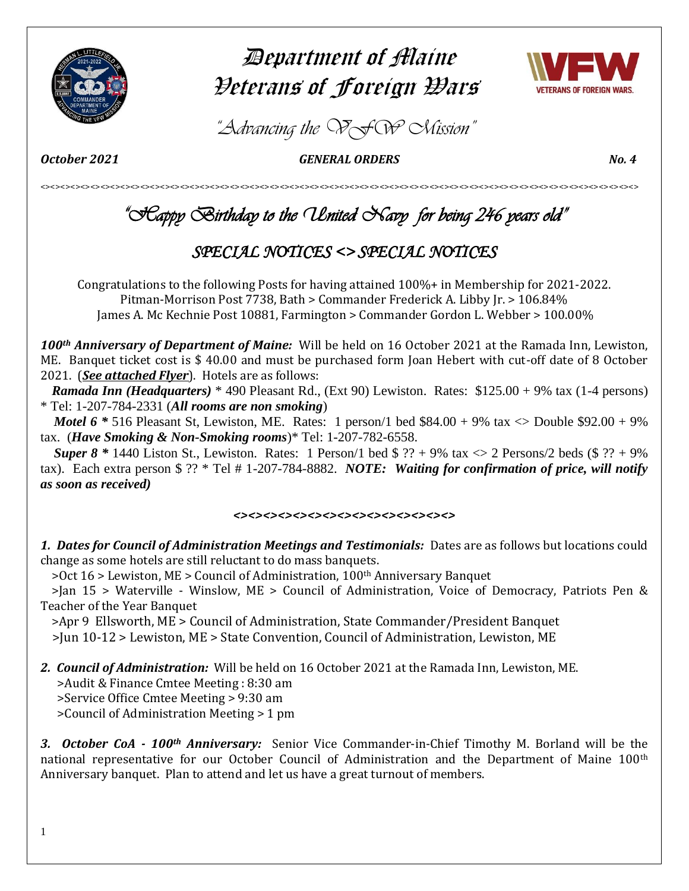# Department of Maine Veterans of Foreign Wars

*"Advancing the VFW Mission"*

***October 2021*** ***GENERAL ORDERS*** ***No. 4***

<><><><><><><><><><><><><><><><><><><><><><><><><><><><><><><><><><><><><><><><><><><><><><><><>

## *"Happy Birthday to the United Navy for being 246 years old"*

## *SPECIAL NOTICES <> SPECIAL NOTICES*

Congratulations to the following Posts for having attained 100%+ in Membership for 2021-2022.
Pitman-Morrison Post 7738, Bath > Commander Frederick A. Libby Jr. > 106.84%
James A. Mc Kechnie Post 10881, Farmington > Commander Gordon L. Webber > 100.00%

***100th Anniversary of Department of Maine:*** Will be held on 16 October 2021 at the Ramada Inn, Lewiston, ME. Banquet ticket cost is $ 40.00 and must be purchased form Joan Hebert with cut-off date of 8 October 2021. (***See attached Flyer***). Hotels are as follows:

***Ramada Inn (Headquarters)*** * 490 Pleasant Rd., (Ext 90) Lewiston. Rates: $125.00 + 9% tax (1-4 persons) * Tel: 1-207-784-2331 (***All rooms are non smoking***)

***Motel 6 **** 516 Pleasant St, Lewiston, ME. Rates: 1 person/1 bed $84.00 + 9% tax <> Double $92.00 + 9% tax. (***Have Smoking & Non-Smoking rooms***)* Tel: 1-207-782-6558.

***Super 8 **** 1440 Liston St., Lewiston. Rates: 1 Person/1 bed $ ?? + 9% tax <> 2 Persons/2 beds ($ ?? + 9% tax). Each extra person $ ?? * Tel # 1-207-784-8882. ***NOTE: Waiting for confirmation of price, will notify as soon as received)***

***<><><><><><><><><><><><><><><><><><><><><><><><>***

***1. Dates for Council of Administration Meetings and Testimonials:*** Dates are as follows but locations could change as some hotels are still reluctant to do mass banquets.

>Oct 16 > Lewiston, ME > Council of Administration, 100th Anniversary Banquet
>Jan 15 > Waterville - Winslow, ME > Council of Administration, Voice of Democracy, Patriots Pen & Teacher of the Year Banquet
>Apr 9 Ellsworth, ME > Council of Administration, State Commander/President Banquet
>Jun 10-12 > Lewiston, ME > State Convention, Council of Administration, Lewiston, ME

***2. Council of Administration:*** Will be held on 16 October 2021 at the Ramada Inn, Lewiston, ME.
>Audit & Finance Cmtee Meeting : 8:30 am
>Service Office Cmtee Meeting > 9:30 am
>Council of Administration Meeting > 1 pm

***3. October CoA - 100th Anniversary:*** Senior Vice Commander-in-Chief Timothy M. Borland will be the national representative for our October Council of Administration and the Department of Maine 100th Anniversary banquet. Plan to attend and let us have a great turnout of members.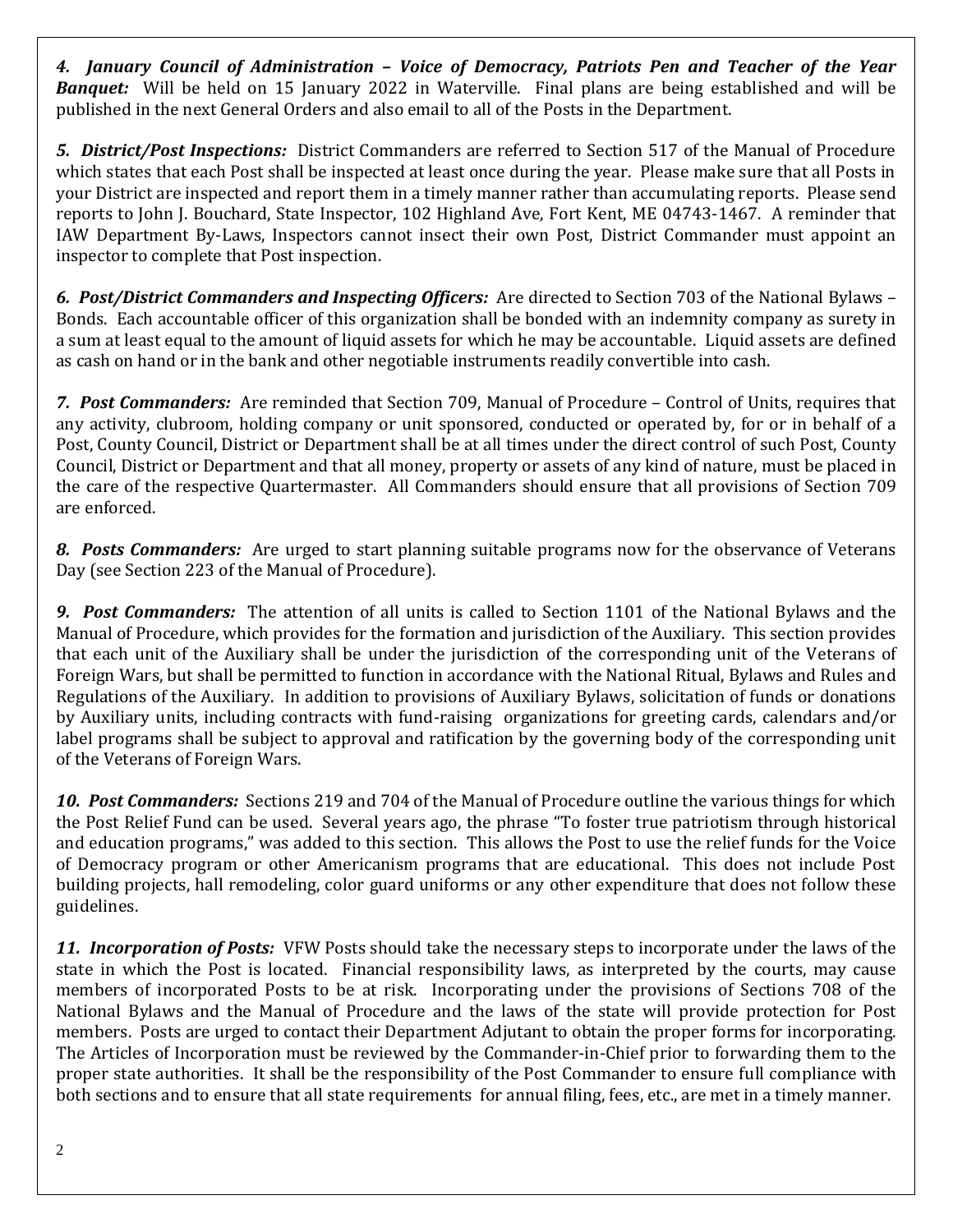***4. January Council of Administration – Voice of Democracy, Patriots Pen and Teacher of the Year Banquet:*** Will be held on 15 January 2022 in Waterville. Final plans are being established and will be published in the next General Orders and also email to all of the Posts in the Department.

***5. District/Post Inspections:*** District Commanders are referred to Section 517 of the Manual of Procedure which states that each Post shall be inspected at least once during the year. Please make sure that all Posts in your District are inspected and report them in a timely manner rather than accumulating reports. Please send reports to John J. Bouchard, State Inspector, 102 Highland Ave, Fort Kent, ME 04743-1467. A reminder that IAW Department By-Laws, Inspectors cannot insect their own Post, District Commander must appoint an inspector to complete that Post inspection.

***6. Post/District Commanders and Inspecting Officers:*** Are directed to Section 703 of the National Bylaws – Bonds. Each accountable officer of this organization shall be bonded with an indemnity company as surety in a sum at least equal to the amount of liquid assets for which he may be accountable. Liquid assets are defined as cash on hand or in the bank and other negotiable instruments readily convertible into cash.

***7. Post Commanders:*** Are reminded that Section 709, Manual of Procedure – Control of Units, requires that any activity, clubroom, holding company or unit sponsored, conducted or operated by, for or in behalf of a Post, County Council, District or Department shall be at all times under the direct control of such Post, County Council, District or Department and that all money, property or assets of any kind of nature, must be placed in the care of the respective Quartermaster. All Commanders should ensure that all provisions of Section 709 are enforced.

***8. Posts Commanders:*** Are urged to start planning suitable programs now for the observance of Veterans Day (see Section 223 of the Manual of Procedure).

***9. Post Commanders:*** The attention of all units is called to Section 1101 of the National Bylaws and the Manual of Procedure, which provides for the formation and jurisdiction of the Auxiliary. This section provides that each unit of the Auxiliary shall be under the jurisdiction of the corresponding unit of the Veterans of Foreign Wars, but shall be permitted to function in accordance with the National Ritual, Bylaws and Rules and Regulations of the Auxiliary. In addition to provisions of Auxiliary Bylaws, solicitation of funds or donations by Auxiliary units, including contracts with fund-raising organizations for greeting cards, calendars and/or label programs shall be subject to approval and ratification by the governing body of the corresponding unit of the Veterans of Foreign Wars.

***10. Post Commanders:*** Sections 219 and 704 of the Manual of Procedure outline the various things for which the Post Relief Fund can be used. Several years ago, the phrase "To foster true patriotism through historical and education programs," was added to this section. This allows the Post to use the relief funds for the Voice of Democracy program or other Americanism programs that are educational. This does not include Post building projects, hall remodeling, color guard uniforms or any other expenditure that does not follow these guidelines.

***11. Incorporation of Posts:*** VFW Posts should take the necessary steps to incorporate under the laws of the state in which the Post is located. Financial responsibility laws, as interpreted by the courts, may cause members of incorporated Posts to be at risk. Incorporating under the provisions of Sections 708 of the National Bylaws and the Manual of Procedure and the laws of the state will provide protection for Post members. Posts are urged to contact their Department Adjutant to obtain the proper forms for incorporating. The Articles of Incorporation must be reviewed by the Commander-in-Chief prior to forwarding them to the proper state authorities. It shall be the responsibility of the Post Commander to ensure full compliance with both sections and to ensure that all state requirements for annual filing, fees, etc., are met in a timely manner.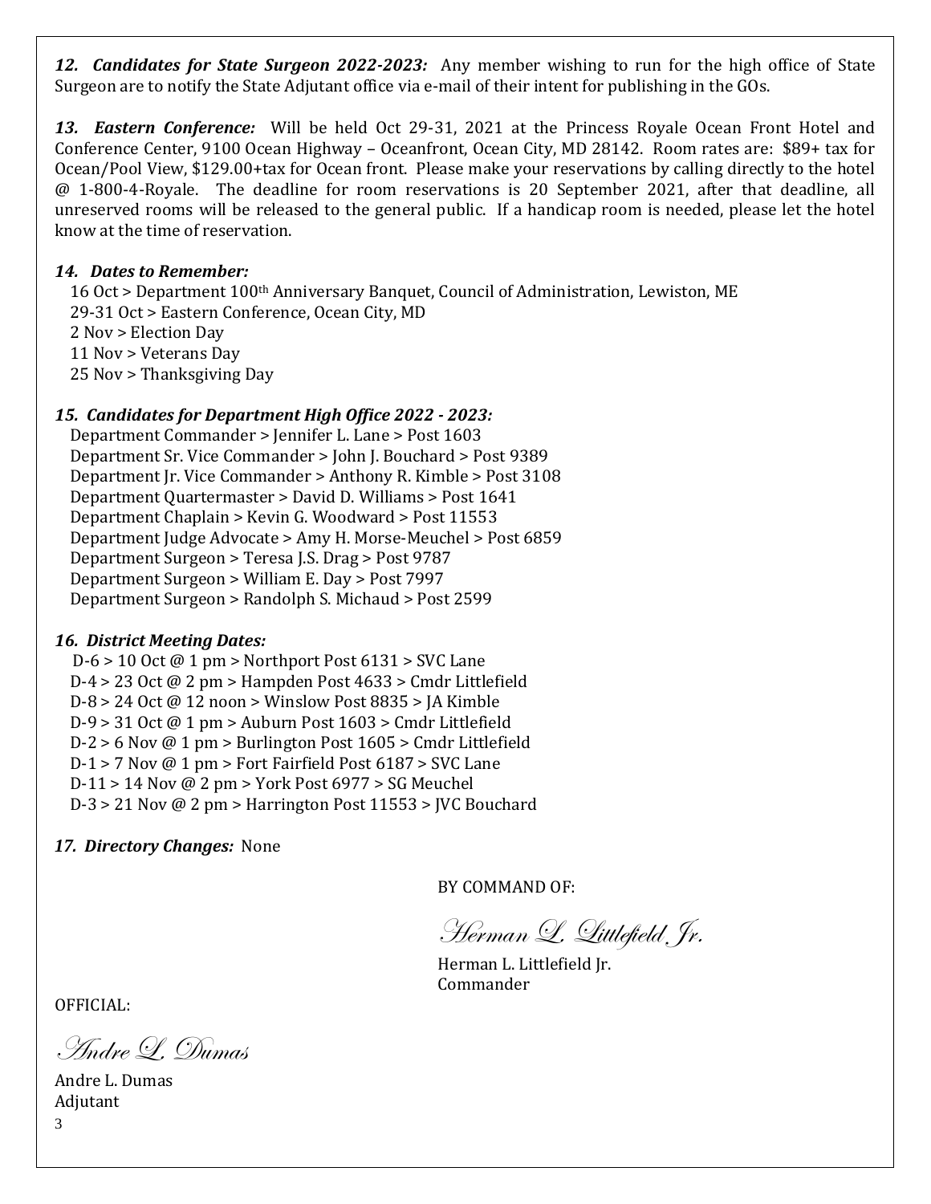***12. Candidates for State Surgeon 2022-2023:*** Any member wishing to run for the high office of State Surgeon are to notify the State Adjutant office via e-mail of their intent for publishing in the GOs.

***13. Eastern Conference:*** Will be held Oct 29-31, 2021 at the Princess Royale Ocean Front Hotel and Conference Center, 9100 Ocean Highway – Oceanfront, Ocean City, MD 28142. Room rates are: $89+ tax for Ocean/Pool View, $129.00+tax for Ocean front. Please make your reservations by calling directly to the hotel @ 1-800-4-Royale. The deadline for room reservations is 20 September 2021, after that deadline, all unreserved rooms will be released to the general public. If a handicap room is needed, please let the hotel know at the time of reservation.

***14. Dates to Remember:***

16 Oct > Department 100th Anniversary Banquet, Council of Administration, Lewiston, ME
29-31 Oct > Eastern Conference, Ocean City, MD
2 Nov > Election Day
11 Nov > Veterans Day
25 Nov > Thanksgiving Day

***15. Candidates for Department High Office 2022 - 2023:***

Department Commander > Jennifer L. Lane > Post 1603
Department Sr. Vice Commander > John J. Bouchard > Post 9389
Department Jr. Vice Commander > Anthony R. Kimble > Post 3108
Department Quartermaster > David D. Williams > Post 1641
Department Chaplain > Kevin G. Woodward > Post 11553
Department Judge Advocate > Amy H. Morse-Meuchel > Post 6859
Department Surgeon > Teresa J.S. Drag > Post 9787
Department Surgeon > William E. Day > Post 7997
Department Surgeon > Randolph S. Michaud > Post 2599

***16. District Meeting Dates:***

D-6 > 10 Oct @ 1 pm > Northport Post 6131 > SVC Lane
D-4 > 23 Oct @ 2 pm > Hampden Post 4633 > Cmdr Littlefield
D-8 > 24 Oct @ 12 noon > Winslow Post 8835 > JA Kimble
D-9 > 31 Oct @ 1 pm > Auburn Post 1603 > Cmdr Littlefield
D-2 > 6 Nov @ 1 pm > Burlington Post 1605 > Cmdr Littlefield
D-1 > 7 Nov @ 1 pm > Fort Fairfield Post 6187 > SVC Lane
D-11 > 14 Nov @ 2 pm > York Post 6977 > SG Meuchel
D-3 > 21 Nov @ 2 pm > Harrington Post 11553 > JVC Bouchard

***17. Directory Changes:*** None

BY COMMAND OF:

*Herman L. Littlefield Jr.*

Herman L. Littlefield Jr.
Commander

OFFICIAL:

*Andre L. Dumas*

Andre L. Dumas
Adjutant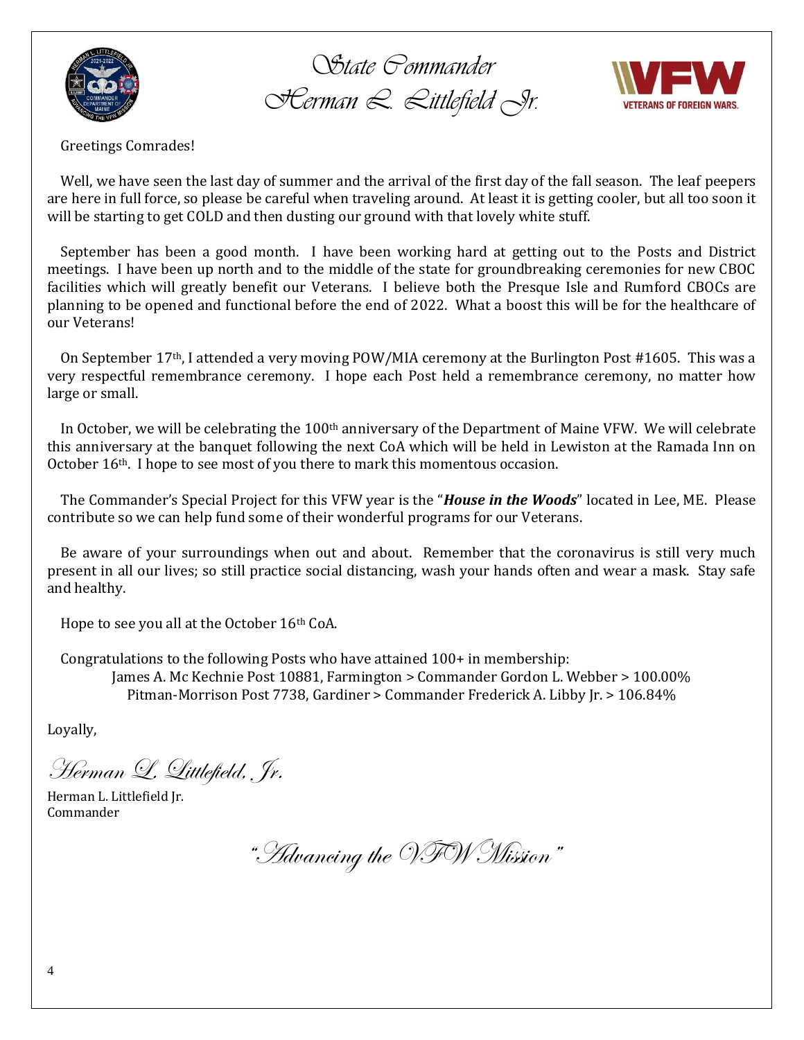# State Commander
# Herman L. Littlefield Jr.

Greetings Comrades!

Well, we have seen the last day of summer and the arrival of the first day of the fall season. The leaf peepers are here in full force, so please be careful when traveling around. At least it is getting cooler, but all too soon it will be starting to get COLD and then dusting our ground with that lovely white stuff.

September has been a good month. I have been working hard at getting out to the Posts and District meetings. I have been up north and to the middle of the state for groundbreaking ceremonies for new CBOC facilities which will greatly benefit our Veterans. I believe both the Presque Isle and Rumford CBOCs are planning to be opened and functional before the end of 2022. What a boost this will be for the healthcare of our Veterans!

On September 17th, I attended a very moving POW/MIA ceremony at the Burlington Post #1605. This was a very respectful remembrance ceremony. I hope each Post held a remembrance ceremony, no matter how large or small.

In October, we will be celebrating the 100th anniversary of the Department of Maine VFW. We will celebrate this anniversary at the banquet following the next CoA which will be held in Lewiston at the Ramada Inn on October 16th. I hope to see most of you there to mark this momentous occasion.

The Commander's Special Project for this VFW year is the "***House in the Woods***" located in Lee, ME. Please contribute so we can help fund some of their wonderful programs for our Veterans.

Be aware of your surroundings when out and about. Remember that the coronavirus is still very much present in all our lives; so still practice social distancing, wash your hands often and wear a mask. Stay safe and healthy.

Hope to see you all at the October 16th CoA.

Congratulations to the following Posts who have attained 100+ in membership:

James A. Mc Kechnie Post 10881, Farmington > Commander Gordon L. Webber > 100.00%

Pitman-Morrison Post 7738, Gardiner > Commander Frederick A. Libby Jr. > 106.84%

Loyally,

*Herman L. Littlefield, Jr.*

Herman L. Littlefield Jr.
Commander

*"Advancing the VFW Mission"*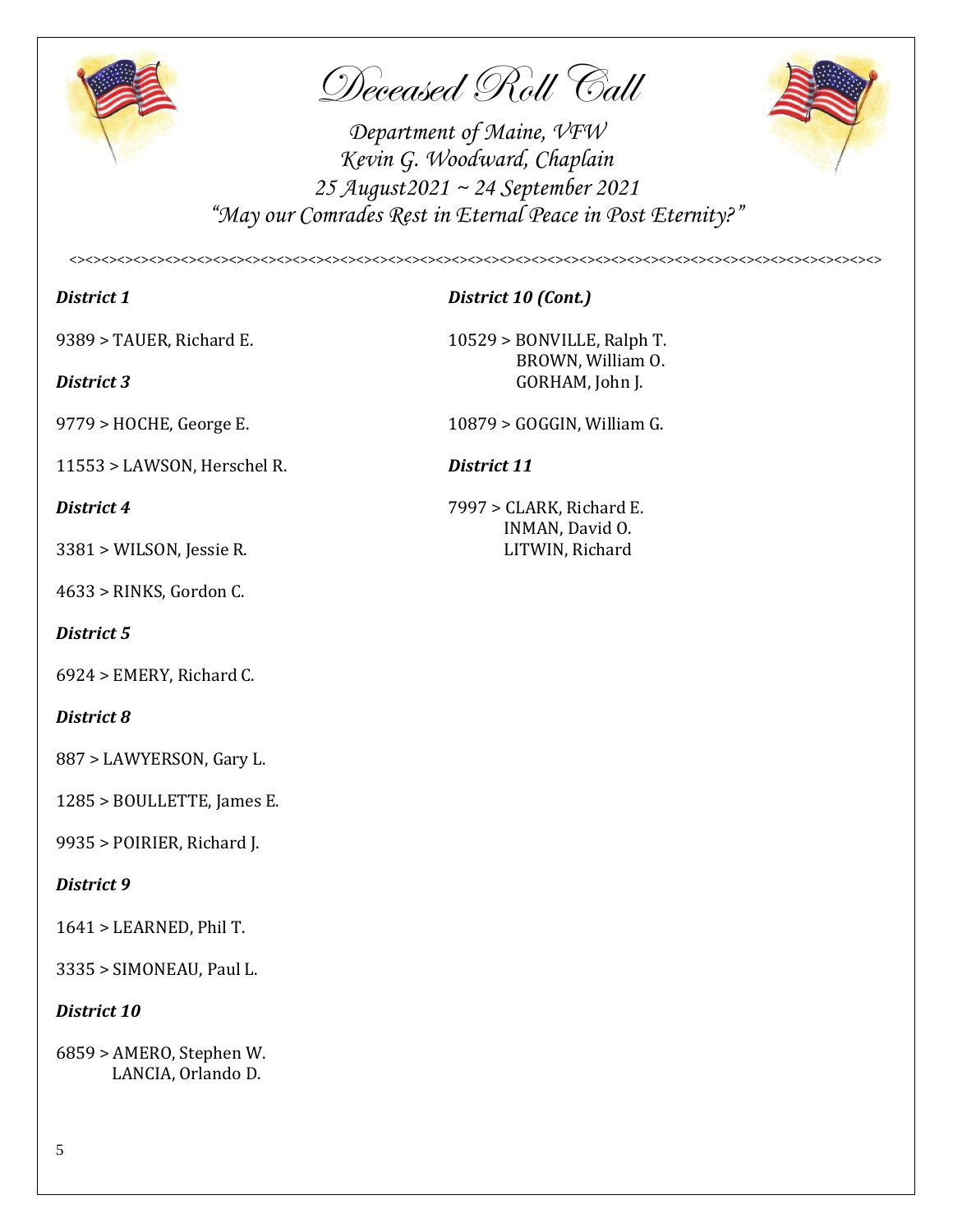# Deceased Roll Call

*Department of Maine, VFW*
*Kevin G. Woodward, Chaplain*
*25 August2021 ~ 24 September 2021*
*"May our Comrades Rest in Eternal Peace in Post Eternity?"*

<><><><><><><><><><><><><><><><><><><><><><><><><><><><><><><><><><><><><><><><><><><><><><><><><><><><><><><><><><><><><><><><><><><><><><><><><><><><><><><><><><><><><><>

***District 1***

9389 > TAUER, Richard E.

***District 3***

9779 > HOCHE, George E.

11553 > LAWSON, Herschel R.

***District 4***

3381 > WILSON, Jessie R.

4633 > RINKS, Gordon C.

***District 5***

6924 > EMERY, Richard C.

***District 8***

887 > LAWYERSON, Gary L.

1285 > BOULLETTE, James E.

9935 > POIRIER, Richard J.

***District 9***

1641 > LEARNED, Phil T.

3335 > SIMONEAU, Paul L.

***District 10***

6859 > AMERO, Stephen W.
LANCIA, Orlando D.

***District 10 (Cont.)***

10529 > BONVILLE, Ralph T.
BROWN, William O.
GORHAM, John J.

10879 > GOGGIN, William G.

***District 11***

7997 > CLARK, Richard E.
INMAN, David O.
LITWIN, Richard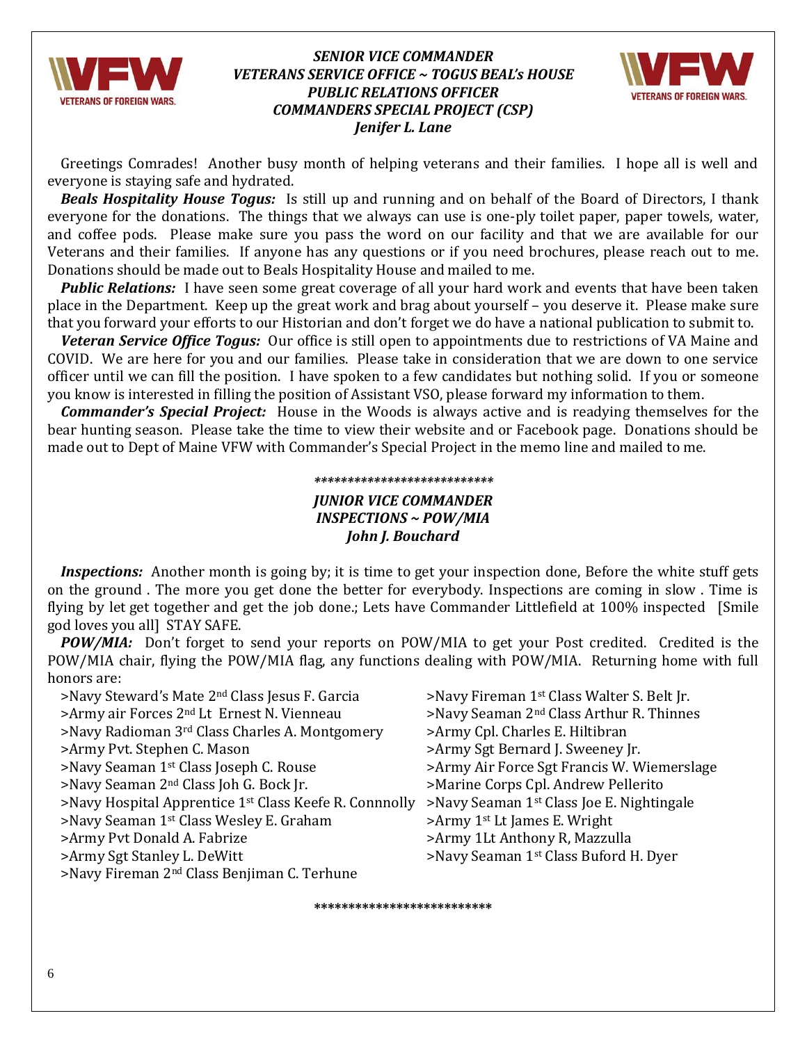### *SENIOR VICE COMMANDER*
### *VETERANS SERVICE OFFICE ~ TOGUS BEAL's HOUSE*
### *PUBLIC RELATIONS OFFICER*
### *COMMANDERS SPECIAL PROJECT (CSP)*
### *Jenifer L. Lane*

Greetings Comrades! Another busy month of helping veterans and their families. I hope all is well and everyone is staying safe and hydrated.

***Beals Hospitality House Togus:*** Is still up and running and on behalf of the Board of Directors, I thank everyone for the donations. The things that we always can use is one-ply toilet paper, paper towels, water, and coffee pods. Please make sure you pass the word on our facility and that we are available for our Veterans and their families. If anyone has any questions or if you need brochures, please reach out to me. Donations should be made out to Beals Hospitality House and mailed to me.

***Public Relations:*** I have seen some great coverage of all your hard work and events that have been taken place in the Department. Keep up the great work and brag about yourself – you deserve it. Please make sure that you forward your efforts to our Historian and don't forget we do have a national publication to submit to.

***Veteran Service Office Togus:*** Our office is still open to appointments due to restrictions of VA Maine and COVID. We are here for you and our families. Please take in consideration that we are down to one service officer until we can fill the position. I have spoken to a few candidates but nothing solid. If you or someone you know is interested in filling the position of Assistant VSO, please forward my information to them.

***Commander's Special Project:*** House in the Woods is always active and is readying themselves for the bear hunting season. Please take the time to view their website and or Facebook page. Donations should be made out to Dept of Maine VFW with Commander's Special Project in the memo line and mailed to me.

***************************

### *JUNIOR VICE COMMANDER*
### *INSPECTIONS ~ POW/MIA*
### *John J. Bouchard*

***Inspections:*** Another month is going by; it is time to get your inspection done, Before the white stuff gets on the ground . The more you get done the better for everybody. Inspections are coming in slow . Time is flying by let get together and get the job done.; Lets have Commander Littlefield at 100% inspected [Smile god loves you all] STAY SAFE.

***POW/MIA:*** Don't forget to send your reports on POW/MIA to get your Post credited. Credited is the POW/MIA chair, flying the POW/MIA flag, any functions dealing with POW/MIA. Returning home with full honors are:

>Navy Steward's Mate 2nd Class Jesus F. Garcia
>Army air Forces 2nd Lt Ernest N. Vienneau
>Navy Radioman 3rd Class Charles A. Montgomery
>Army Pvt. Stephen C. Mason
>Navy Seaman 1st Class Joseph C. Rouse
>Navy Seaman 2nd Class Joh G. Bock Jr.
>Navy Hospital Apprentice 1st Class Keefe R. Connnolly
>Navy Seaman 1st Class Wesley E. Graham
>Army Pvt Donald A. Fabrize
>Army Sgt Stanley L. DeWitt
>Navy Fireman 2nd Class Benjiman C. Terhune
>Navy Fireman 1st Class Walter S. Belt Jr.
>Navy Seaman 2nd Class Arthur R. Thinnes
>Army Cpl. Charles E. Hiltibran
>Army Sgt Bernard J. Sweeney Jr.
>Army Air Force Sgt Francis W. Wiemerslage
>Marine Corps Cpl. Andrew Pellerito
>Navy Seaman 1st Class Joe E. Nightingale
>Army 1st Lt James E. Wright
>Army 1Lt Anthony R, Mazzulla
>Navy Seaman 1st Class Buford H. Dyer

*************************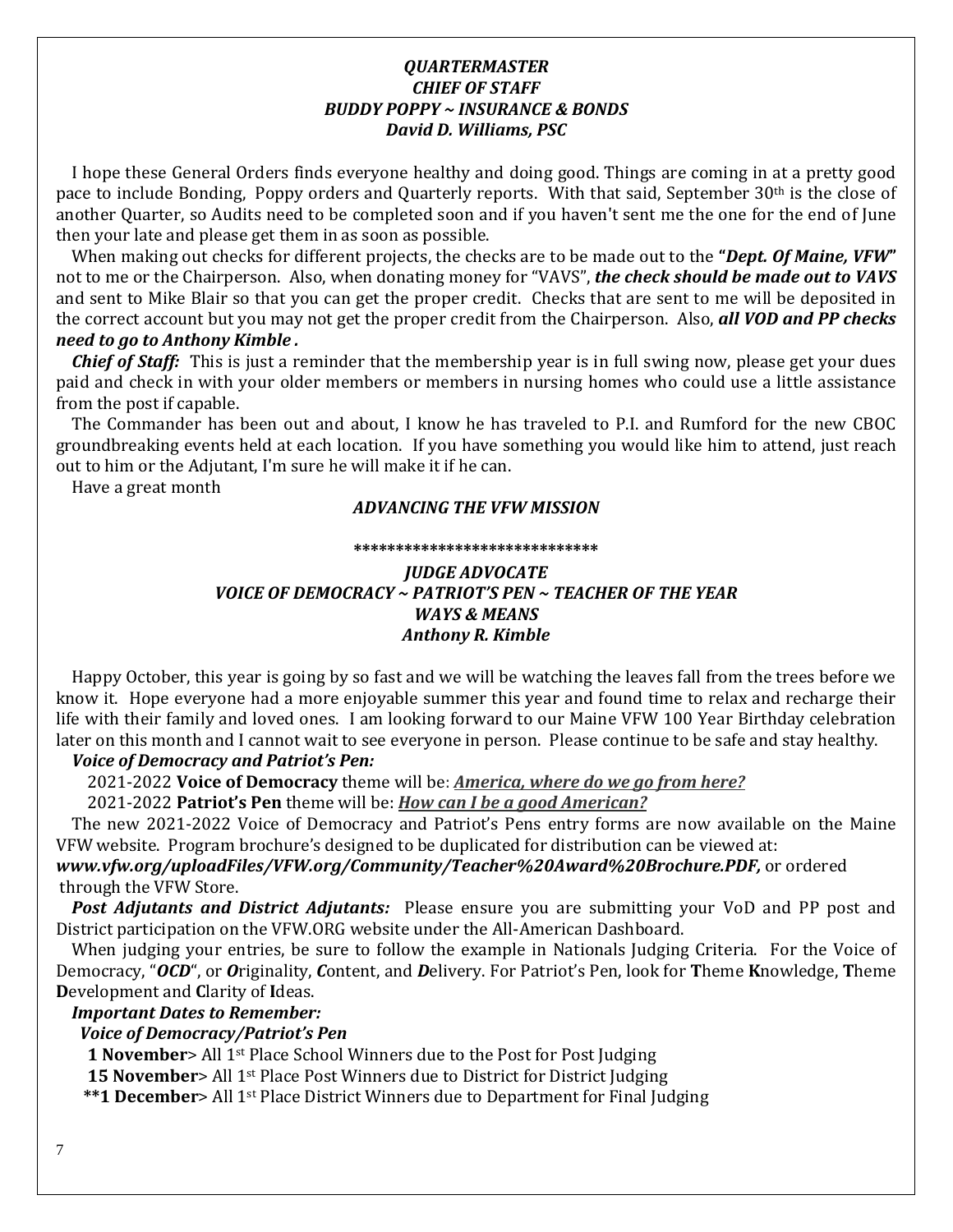### *QUARTERMASTER*
### *CHIEF OF STAFF*
### *BUDDY POPPY ~ INSURANCE & BONDS*
### *David D. Williams, PSC*

I hope these General Orders finds everyone healthy and doing good. Things are coming in at a pretty good pace to include Bonding, Poppy orders and Quarterly reports. With that said, September 30th is the close of another Quarter, so Audits need to be completed soon and if you haven't sent me the one for the end of June then your late and please get them in as soon as possible.

When making out checks for different projects, the checks are to be made out to the **"*Dept. Of Maine, VFW*"** not to me or the Chairperson. Also, when donating money for "VAVS", ***the check should be made out to VAVS*** and sent to Mike Blair so that you can get the proper credit. Checks that are sent to me will be deposited in the correct account but you may not get the proper credit from the Chairperson. Also, ***all VOD and PP checks need to go to Anthony Kimble .***

***Chief of Staff:*** This is just a reminder that the membership year is in full swing now, please get your dues paid and check in with your older members or members in nursing homes who could use a little assistance from the post if capable.

The Commander has been out and about, I know he has traveled to P.I. and Rumford for the new CBOC groundbreaking events held at each location. If you have something you would like him to attend, just reach out to him or the Adjutant, I'm sure he will make it if he can.

Have a great month

***ADVANCING THE VFW MISSION***

*****************************

### *JUDGE ADVOCATE*
### *VOICE OF DEMOCRACY ~ PATRIOT'S PEN ~ TEACHER OF THE YEAR*
### *WAYS & MEANS*
### *Anthony R. Kimble*

Happy October, this year is going by so fast and we will be watching the leaves fall from the trees before we know it. Hope everyone had a more enjoyable summer this year and found time to relax and recharge their life with their family and loved ones. I am looking forward to our Maine VFW 100 Year Birthday celebration later on this month and I cannot wait to see everyone in person. Please continue to be safe and stay healthy.

***Voice of Democracy and Patriot's Pen:***

2021-2022 **Voice of Democracy** theme will be: ***America, where do we go from here?***

2021-2022 **Patriot's Pen** theme will be: ***How can I be a good American?***

The new 2021-2022 Voice of Democracy and Patriot's Pens entry forms are now available on the Maine VFW website. Program brochure's designed to be duplicated for distribution can be viewed at: ***www.vfw.org/uploadFiles/VFW.org/Community/Teacher%20Award%20Brochure.PDF,*** or ordered through the VFW Store.

***Post Adjutants and District Adjutants:*** Please ensure you are submitting your VoD and PP post and District participation on the VFW.ORG website under the All-American Dashboard.

When judging your entries, be sure to follow the example in Nationals Judging Criteria. For the Voice of Democracy, "***OCD***", or ***O***riginality, ***C***ontent, and ***D***elivery. For Patriot's Pen, look for **T**heme **K**nowledge, **T**heme **D**evelopment and **C**larity of **I**deas.

***Important Dates to Remember:***

***Voice of Democracy/Patriot's Pen***

**1 November**> All 1st Place School Winners due to the Post for Post Judging

**15 November**> All 1st Place Post Winners due to District for District Judging

****1 December**> All 1st Place District Winners due to Department for Final Judging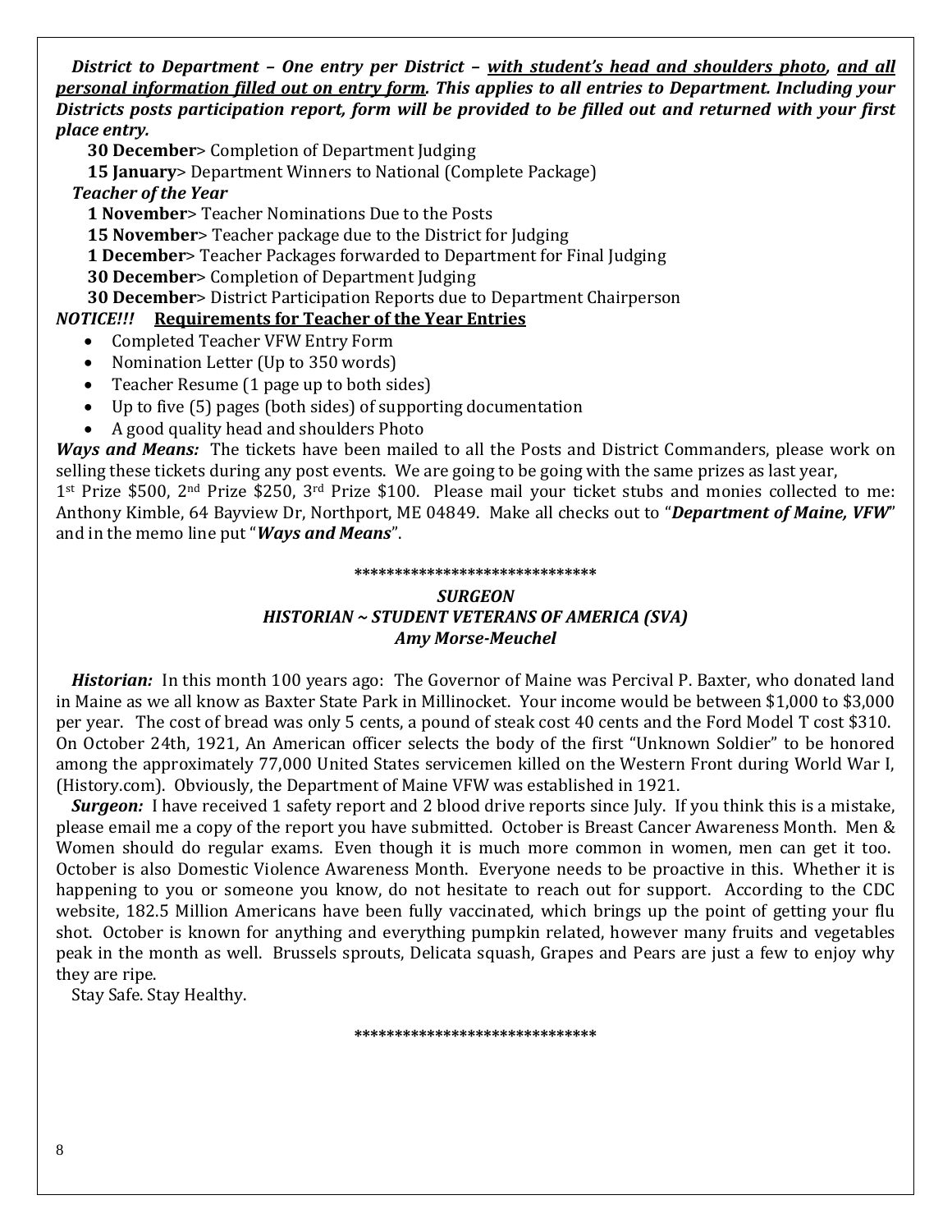***District to Department – One entry per District – <u>with student's head and shoulders photo</u>, <u>and all personal information filled out on entry form</u>. This applies to all entries to Department. Including your Districts posts participation report, form will be provided to be filled out and returned with your first place entry.***

**30 December**> Completion of Department Judging

**15 January**> Department Winners to National (Complete Package)

***Teacher of the Year***

**1 November**> Teacher Nominations Due to the Posts

**15 November**> Teacher package due to the District for Judging

**1 December**> Teacher Packages forwarded to Department for Final Judging

**30 December**> Completion of Department Judging

**30 December**> District Participation Reports due to Department Chairperson

***NOTICE!!!*** **<u>Requirements for Teacher of the Year Entries</u>**

- Completed Teacher VFW Entry Form
- Nomination Letter (Up to 350 words)
- Teacher Resume (1 page up to both sides)
- Up to five (5) pages (both sides) of supporting documentation
- A good quality head and shoulders Photo

***Ways and Means:*** The tickets have been mailed to all the Posts and District Commanders, please work on selling these tickets during any post events. We are going to be going with the same prizes as last year, 1st Prize $500, 2nd Prize $250, 3rd Prize $100. Please mail your ticket stubs and monies collected to me: Anthony Kimble, 64 Bayview Dr, Northport, ME 04849. Make all checks out to "***Department of Maine, VFW***" and in the memo line put "***Ways and Means***".

******************************

***SURGEON***
***HISTORIAN ~ STUDENT VETERANS OF AMERICA (SVA)***
***Amy Morse-Meuchel***

***Historian:*** In this month 100 years ago: The Governor of Maine was Percival P. Baxter, who donated land in Maine as we all know as Baxter State Park in Millinocket. Your income would be between $1,000 to $3,000 per year. The cost of bread was only 5 cents, a pound of steak cost 40 cents and the Ford Model T cost $310. On October 24th, 1921, An American officer selects the body of the first "Unknown Soldier" to be honored among the approximately 77,000 United States servicemen killed on the Western Front during World War I, (History.com). Obviously, the Department of Maine VFW was established in 1921.

***Surgeon:*** I have received 1 safety report and 2 blood drive reports since July. If you think this is a mistake, please email me a copy of the report you have submitted. October is Breast Cancer Awareness Month. Men & Women should do regular exams. Even though it is much more common in women, men can get it too. October is also Domestic Violence Awareness Month. Everyone needs to be proactive in this. Whether it is happening to you or someone you know, do not hesitate to reach out for support. According to the CDC website, 182.5 Million Americans have been fully vaccinated, which brings up the point of getting your flu shot. October is known for anything and everything pumpkin related, however many fruits and vegetables peak in the month as well. Brussels sprouts, Delicata squash, Grapes and Pears are just a few to enjoy why they are ripe.

Stay Safe. Stay Healthy.

******************************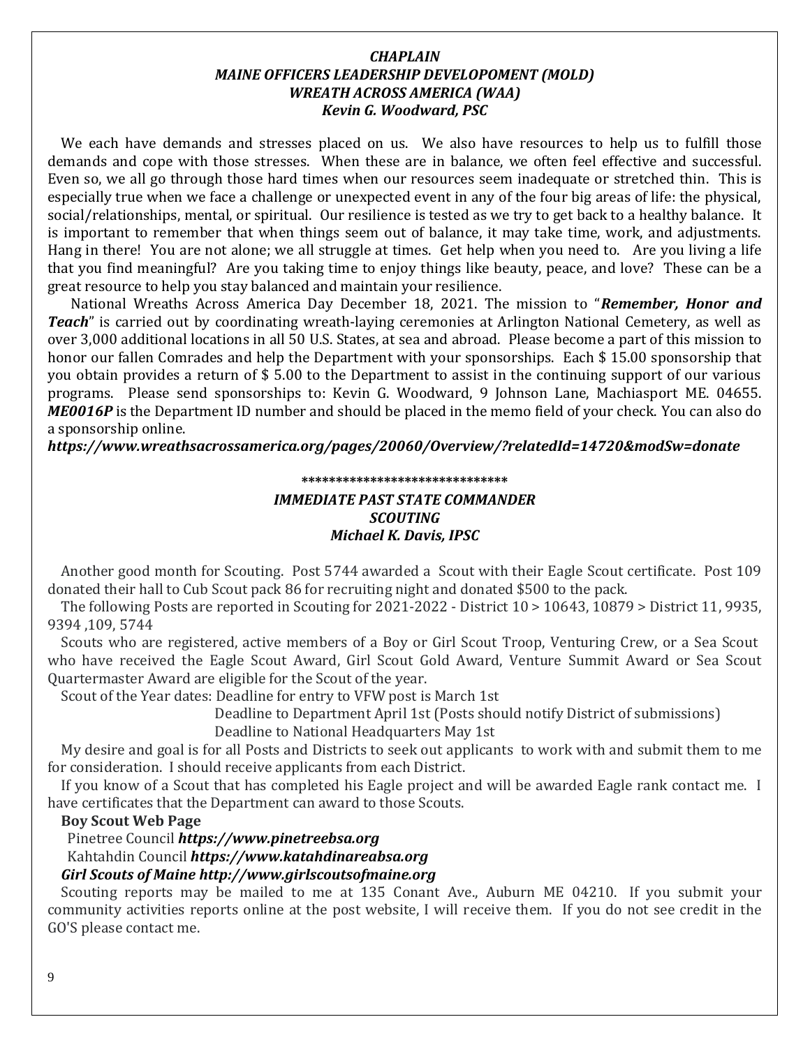### *CHAPLAIN*
### *MAINE OFFICERS LEADERSHIP DEVELOPOMENT (MOLD)*
### *WREATH ACROSS AMERICA (WAA)*
### *Kevin G. Woodward, PSC*

We each have demands and stresses placed on us. We also have resources to help us to fulfill those demands and cope with those stresses. When these are in balance, we often feel effective and successful. Even so, we all go through those hard times when our resources seem inadequate or stretched thin. This is especially true when we face a challenge or unexpected event in any of the four big areas of life: the physical, social/relationships, mental, or spiritual. Our resilience is tested as we try to get back to a healthy balance. It is important to remember that when things seem out of balance, it may take time, work, and adjustments. Hang in there! You are not alone; we all struggle at times. Get help when you need to. Are you living a life that you find meaningful? Are you taking time to enjoy things like beauty, peace, and love? These can be a great resource to help you stay balanced and maintain your resilience.

National Wreaths Across America Day December 18, 2021. The mission to "***Remember, Honor and Teach***" is carried out by coordinating wreath-laying ceremonies at Arlington National Cemetery, as well as over 3,000 additional locations in all 50 U.S. States, at sea and abroad. Please become a part of this mission to honor our fallen Comrades and help the Department with your sponsorships. Each $ 15.00 sponsorship that you obtain provides a return of $ 5.00 to the Department to assist in the continuing support of our various programs. Please send sponsorships to: Kevin G. Woodward, 9 Johnson Lane, Machiasport ME. 04655. ***ME0016P*** is the Department ID number and should be placed in the memo field of your check. You can also do a sponsorship online.

***https://www.wreathsacrossamerica.org/pages/20060/Overview/?relatedId=14720&modSw=donate***

******************************

### *IMMEDIATE PAST STATE COMMANDER*
### *SCOUTING*
### *Michael K. Davis, IPSC*

Another good month for Scouting. Post 5744 awarded a Scout with their Eagle Scout certificate. Post 109 donated their hall to Cub Scout pack 86 for recruiting night and donated $500 to the pack.

The following Posts are reported in Scouting for 2021-2022 - District 10 > 10643, 10879 > District 11, 9935, 9394 ,109, 5744

Scouts who are registered, active members of a Boy or Girl Scout Troop, Venturing Crew, or a Sea Scout who have received the Eagle Scout Award, Girl Scout Gold Award, Venture Summit Award or Sea Scout Quartermaster Award are eligible for the Scout of the year.

Scout of the Year dates: Deadline for entry to VFW post is March 1st
Deadline to Department April 1st (Posts should notify District of submissions)
Deadline to National Headquarters May 1st

My desire and goal is for all Posts and Districts to seek out applicants to work with and submit them to me for consideration. I should receive applicants from each District.

If you know of a Scout that has completed his Eagle project and will be awarded Eagle rank contact me. I have certificates that the Department can award to those Scouts.

**Boy Scout Web Page**

Pinetree Council ***https://www.pinetreebsa.org***

Kahtahdin Council ***https://www.katahdinareabsa.org***

***Girl Scouts of Maine http://www.girlscoutsofmaine.org***

Scouting reports may be mailed to me at 135 Conant Ave., Auburn ME 04210. If you submit your community activities reports online at the post website, I will receive them. If you do not see credit in the GO'S please contact me.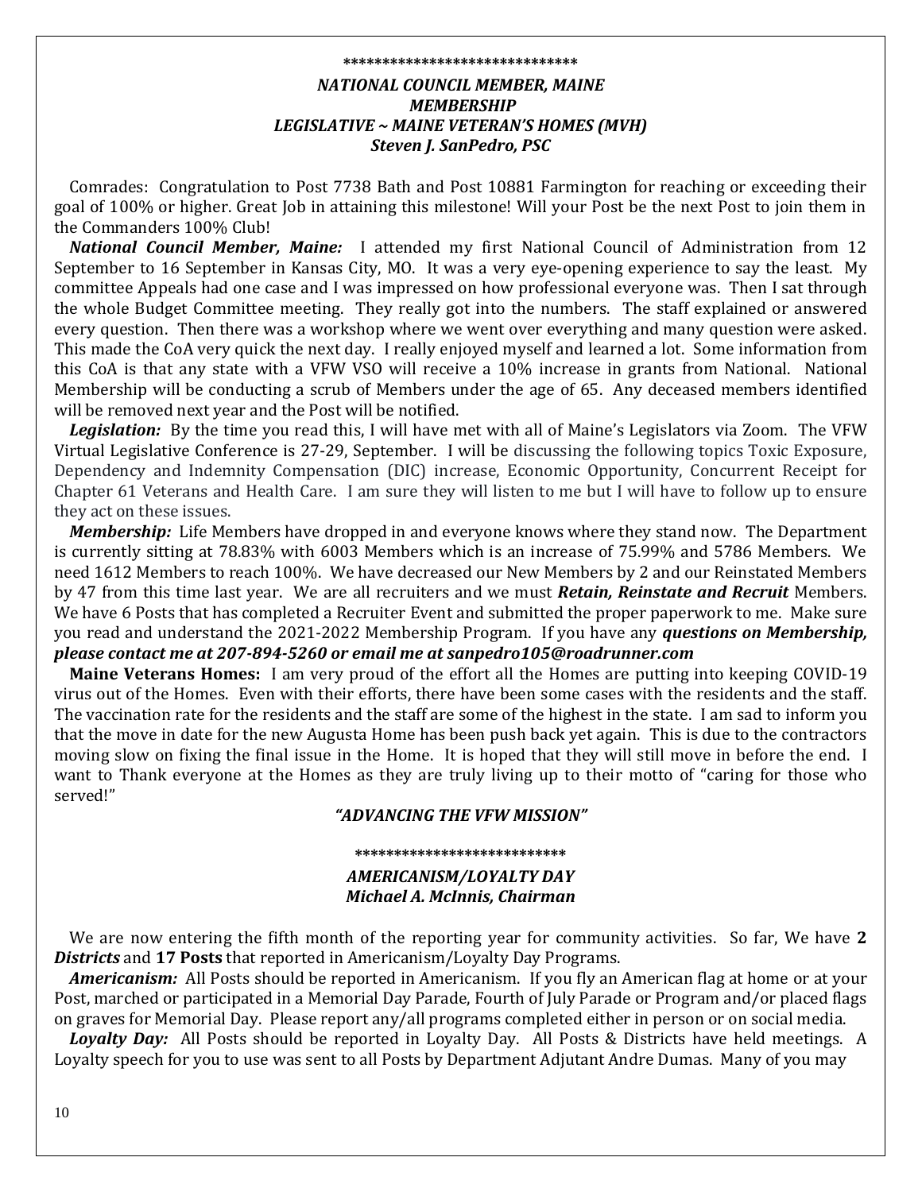******************************

### *NATIONAL COUNCIL MEMBER, MAINE*
### *MEMBERSHIP*
### *LEGISLATIVE ~ MAINE VETERAN'S HOMES (MVH)*
### *Steven J. SanPedro, PSC*

Comrades: Congratulation to Post 7738 Bath and Post 10881 Farmington for reaching or exceeding their goal of 100% or higher. Great Job in attaining this milestone! Will your Post be the next Post to join them in the Commanders 100% Club!

***National Council Member, Maine:*** I attended my first National Council of Administration from 12 September to 16 September in Kansas City, MO. It was a very eye-opening experience to say the least. My committee Appeals had one case and I was impressed on how professional everyone was. Then I sat through the whole Budget Committee meeting. They really got into the numbers. The staff explained or answered every question. Then there was a workshop where we went over everything and many question were asked. This made the CoA very quick the next day. I really enjoyed myself and learned a lot. Some information from this CoA is that any state with a VFW VSO will receive a 10% increase in grants from National. National Membership will be conducting a scrub of Members under the age of 65. Any deceased members identified will be removed next year and the Post will be notified.

***Legislation:*** By the time you read this, I will have met with all of Maine's Legislators via Zoom. The VFW Virtual Legislative Conference is 27-29, September. I will be discussing the following topics Toxic Exposure, Dependency and Indemnity Compensation (DIC) increase, Economic Opportunity, Concurrent Receipt for Chapter 61 Veterans and Health Care. I am sure they will listen to me but I will have to follow up to ensure they act on these issues.

***Membership:*** Life Members have dropped in and everyone knows where they stand now. The Department is currently sitting at 78.83% with 6003 Members which is an increase of 75.99% and 5786 Members. We need 1612 Members to reach 100%. We have decreased our New Members by 2 and our Reinstated Members by 47 from this time last year. We are all recruiters and we must ***Retain, Reinstate and Recruit*** Members. We have 6 Posts that has completed a Recruiter Event and submitted the proper paperwork to me. Make sure you read and understand the 2021-2022 Membership Program. If you have any ***questions on Membership, please contact me at 207-894-5260 or email me at sanpedro105@roadrunner.com***

**Maine Veterans Homes:** I am very proud of the effort all the Homes are putting into keeping COVID-19 virus out of the Homes. Even with their efforts, there have been some cases with the residents and the staff. The vaccination rate for the residents and the staff are some of the highest in the state. I am sad to inform you that the move in date for the new Augusta Home has been push back yet again. This is due to the contractors moving slow on fixing the final issue in the Home. It is hoped that they will still move in before the end. I want to Thank everyone at the Homes as they are truly living up to their motto of "caring for those who served!"

***"ADVANCING THE VFW MISSION"***

***************************

### *AMERICANISM/LOYALTY DAY*
### *Michael A. McInnis, Chairman*

We are now entering the fifth month of the reporting year for community activities. So far, We have **2** ***Districts*** and **17 Posts** that reported in Americanism/Loyalty Day Programs.

***Americanism:*** All Posts should be reported in Americanism. If you fly an American flag at home or at your Post, marched or participated in a Memorial Day Parade, Fourth of July Parade or Program and/or placed flags on graves for Memorial Day. Please report any/all programs completed either in person or on social media.

***Loyalty Day:*** All Posts should be reported in Loyalty Day. All Posts & Districts have held meetings. A Loyalty speech for you to use was sent to all Posts by Department Adjutant Andre Dumas. Many of you may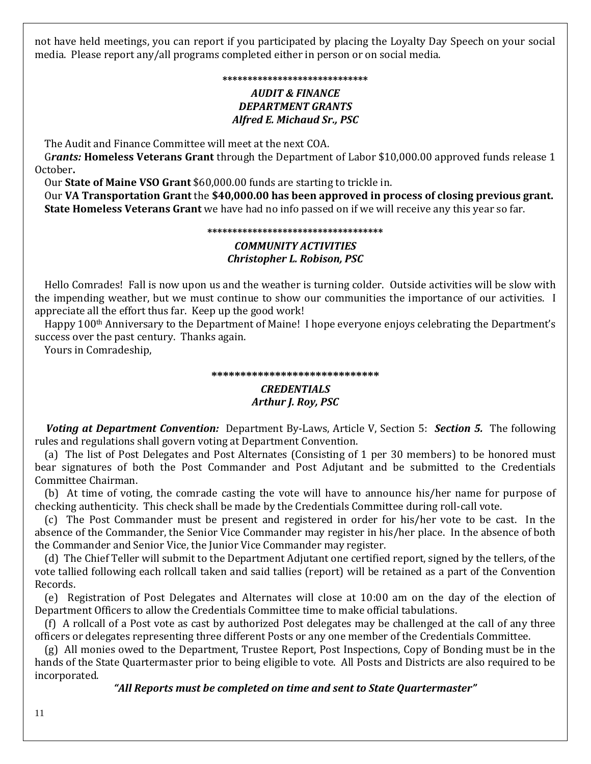not have held meetings, you can report if you participated by placing the Loyalty Day Speech on your social media. Please report any/all programs completed either in person or on social media.

****************************

***AUDIT & FINANCE***
***DEPARTMENT GRANTS***
***Alfred E. Michaud Sr., PSC***

The Audit and Finance Committee will meet at the next COA.

G***rants:*** **Homeless Veterans Grant** through the Department of Labor $10,000.00 approved funds release 1 October**.**

Our **State of Maine VSO Grant** $60,000.00 funds are starting to trickle in.

Our **VA Transportation Grant** the **$40,000.00 has been approved in process of closing previous grant.**

**State Homeless Veterans Grant** we have had no info passed on if we will receive any this year so far.

**********************************

***COMMUNITY ACTIVITIES***
***Christopher L. Robison, PSC***

Hello Comrades! Fall is now upon us and the weather is turning colder. Outside activities will be slow with the impending weather, but we must continue to show our communities the importance of our activities. I appreciate all the effort thus far. Keep up the good work!

Happy 100th Anniversary to the Department of Maine! I hope everyone enjoys celebrating the Department's success over the past century. Thanks again.

Yours in Comradeship,

*****************************

***CREDENTIALS***
***Arthur J. Roy, PSC***

***Voting at Department Convention:*** Department By-Laws, Article V, Section 5: ***Section 5.*** The following rules and regulations shall govern voting at Department Convention.

(a) The list of Post Delegates and Post Alternates (Consisting of 1 per 30 members) to be honored must bear signatures of both the Post Commander and Post Adjutant and be submitted to the Credentials Committee Chairman.

(b) At time of voting, the comrade casting the vote will have to announce his/her name for purpose of checking authenticity. This check shall be made by the Credentials Committee during roll-call vote.

(c) The Post Commander must be present and registered in order for his/her vote to be cast. In the absence of the Commander, the Senior Vice Commander may register in his/her place. In the absence of both the Commander and Senior Vice, the Junior Vice Commander may register.

(d) The Chief Teller will submit to the Department Adjutant one certified report, signed by the tellers, of the vote tallied following each rollcall taken and said tallies (report) will be retained as a part of the Convention Records.

(e) Registration of Post Delegates and Alternates will close at 10:00 am on the day of the election of Department Officers to allow the Credentials Committee time to make official tabulations.

(f) A rollcall of a Post vote as cast by authorized Post delegates may be challenged at the call of any three officers or delegates representing three different Posts or any one member of the Credentials Committee.

(g) All monies owed to the Department, Trustee Report, Post Inspections, Copy of Bonding must be in the hands of the State Quartermaster prior to being eligible to vote. All Posts and Districts are also required to be incorporated.

***"All Reports must be completed on time and sent to State Quartermaster"***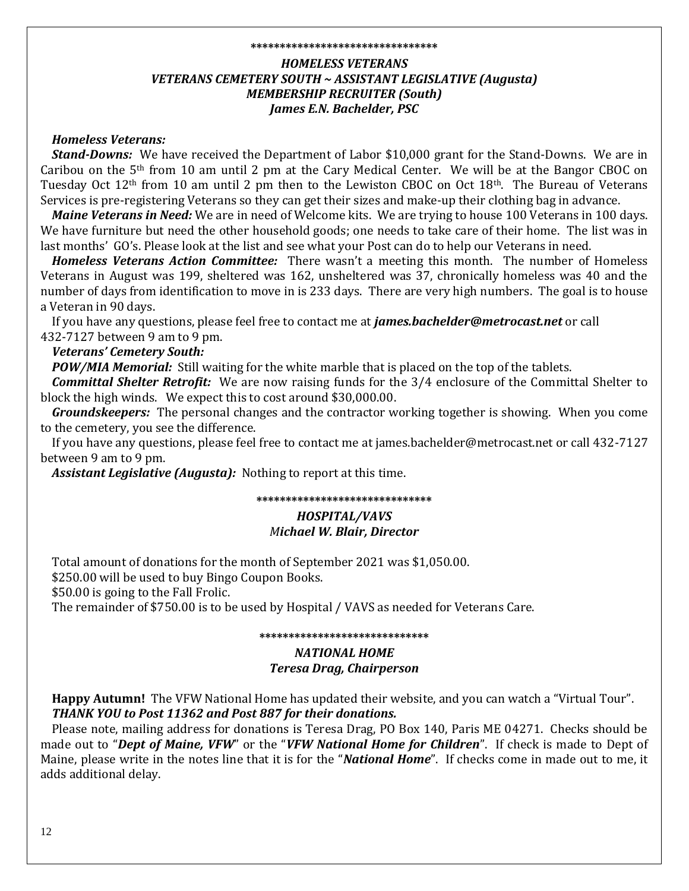\*\*\*\*\*\*\*\*\*\*\*\*\*\*\*\*\*\*\*\*\*\*\*\*\*\*\*\*\*\*\*\*

### *HOMELESS VETERANS*
### *VETERANS CEMETERY SOUTH ~ ASSISTANT LEGISLATIVE (Augusta)*
### *MEMBERSHIP RECRUITER (South)*
### *James E.N. Bachelder, PSC*

***Homeless Veterans:***

***Stand-Downs:*** We have received the Department of Labor $10,000 grant for the Stand-Downs. We are in Caribou on the 5th from 10 am until 2 pm at the Cary Medical Center. We will be at the Bangor CBOC on Tuesday Oct 12th from 10 am until 2 pm then to the Lewiston CBOC on Oct 18th. The Bureau of Veterans Services is pre-registering Veterans so they can get their sizes and make-up their clothing bag in advance.

***Maine Veterans in Need:*** We are in need of Welcome kits. We are trying to house 100 Veterans in 100 days. We have furniture but need the other household goods; one needs to take care of their home. The list was in last months' GO's. Please look at the list and see what your Post can do to help our Veterans in need.

***Homeless Veterans Action Committee:*** There wasn't a meeting this month. The number of Homeless Veterans in August was 199, sheltered was 162, unsheltered was 37, chronically homeless was 40 and the number of days from identification to move in is 233 days. There are very high numbers. The goal is to house a Veteran in 90 days.

If you have any questions, please feel free to contact me at ***james.bachelder@metrocast.net*** or call 432-7127 between 9 am to 9 pm.

***Veterans' Cemetery South:***

***POW/MIA Memorial:*** Still waiting for the white marble that is placed on the top of the tablets.

***Committal Shelter Retrofit:*** We are now raising funds for the 3/4 enclosure of the Committal Shelter to block the high winds. We expect this to cost around $30,000.00.

***Groundskeepers:*** The personal changes and the contractor working together is showing. When you come to the cemetery, you see the difference.

If you have any questions, please feel free to contact me at james.bachelder@metrocast.net or call 432-7127 between 9 am to 9 pm.

***Assistant Legislative (Augusta):*** Nothing to report at this time.

\*\*\*\*\*\*\*\*\*\*\*\*\*\*\*\*\*\*\*\*\*\*\*\*\*\*\*\*\*\*

### *HOSPITAL/VAVS*
### *Michael W. Blair, Director*

Total amount of donations for the month of September 2021 was $1,050.00.

$250.00 will be used to buy Bingo Coupon Books.

$50.00 is going to the Fall Frolic.

The remainder of $750.00 is to be used by Hospital / VAVS as needed for Veterans Care.

\*\*\*\*\*\*\*\*\*\*\*\*\*\*\*\*\*\*\*\*\*\*\*\*\*\*\*\*\*

### *NATIONAL HOME*
### *Teresa Drag, Chairperson*

**Happy Autumn!** The VFW National Home has updated their website, and you can watch a "Virtual Tour".

***THANK YOU to Post 11362 and Post 887 for their donations.***

Please note, mailing address for donations is Teresa Drag, PO Box 140, Paris ME 04271. Checks should be made out to "***Dept of Maine, VFW***" or the "***VFW National Home for Children***". If check is made to Dept of Maine, please write in the notes line that it is for the "***National Home***". If checks come in made out to me, it adds additional delay.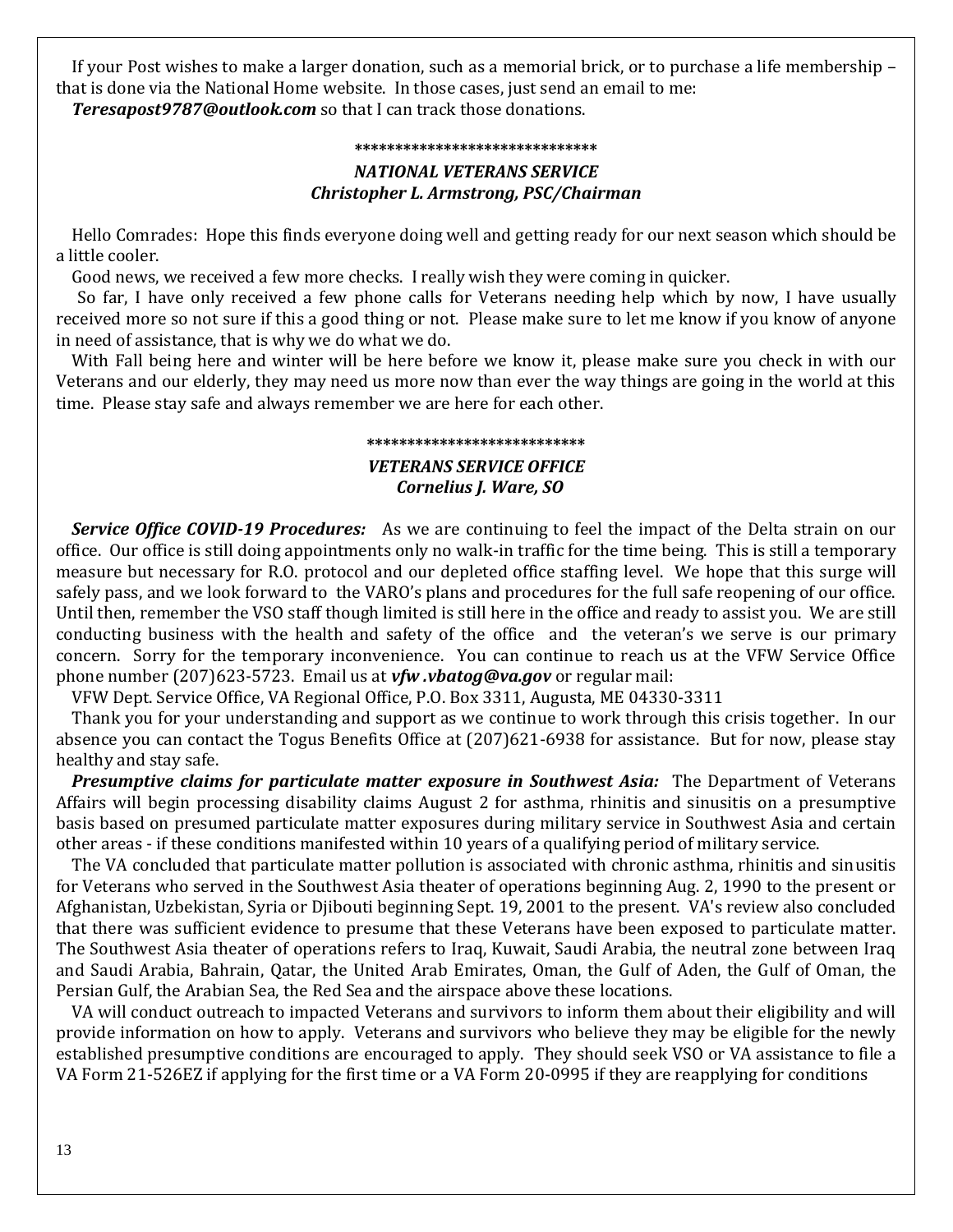If your Post wishes to make a larger donation, such as a memorial brick, or to purchase a life membership – that is done via the National Home website. In those cases, just send an email to me: ***Teresapost9787@outlook.com*** so that I can track those donations.

******************************

***NATIONAL VETERANS SERVICE***
***Christopher L. Armstrong, PSC/Chairman***

Hello Comrades: Hope this finds everyone doing well and getting ready for our next season which should be a little cooler.

Good news, we received a few more checks. I really wish they were coming in quicker.

So far, I have only received a few phone calls for Veterans needing help which by now, I have usually received more so not sure if this a good thing or not. Please make sure to let me know if you know of anyone in need of assistance, that is why we do what we do.

With Fall being here and winter will be here before we know it, please make sure you check in with our Veterans and our elderly, they may need us more now than ever the way things are going in the world at this time. Please stay safe and always remember we are here for each other.

**************************

***VETERANS SERVICE OFFICE***
***Cornelius J. Ware, SO***

***Service Office COVID-19 Procedures:*** As we are continuing to feel the impact of the Delta strain on our office. Our office is still doing appointments only no walk-in traffic for the time being. This is still a temporary measure but necessary for R.O. protocol and our depleted office staffing level. We hope that this surge will safely pass, and we look forward to the VARO's plans and procedures for the full safe reopening of our office. Until then, remember the VSO staff though limited is still here in the office and ready to assist you. We are still conducting business with the health and safety of the office and the veteran's we serve is our primary concern. Sorry for the temporary inconvenience. You can continue to reach us at the VFW Service Office phone number (207)623-5723. Email us at ***vfw .vbatog@va.gov*** or regular mail:

VFW Dept. Service Office, VA Regional Office, P.O. Box 3311, Augusta, ME 04330-3311

Thank you for your understanding and support as we continue to work through this crisis together. In our absence you can contact the Togus Benefits Office at (207)621-6938 for assistance. But for now, please stay healthy and stay safe.

***Presumptive claims for particulate matter exposure in Southwest Asia:*** The Department of Veterans Affairs will begin processing disability claims August 2 for asthma, rhinitis and sinusitis on a presumptive basis based on presumed particulate matter exposures during military service in Southwest Asia and certain other areas - if these conditions manifested within 10 years of a qualifying period of military service.

The VA concluded that particulate matter pollution is associated with chronic asthma, rhinitis and sinusitis for Veterans who served in the Southwest Asia theater of operations beginning Aug. 2, 1990 to the present or Afghanistan, Uzbekistan, Syria or Djibouti beginning Sept. 19, 2001 to the present. VA's review also concluded that there was sufficient evidence to presume that these Veterans have been exposed to particulate matter. The Southwest Asia theater of operations refers to Iraq, Kuwait, Saudi Arabia, the neutral zone between Iraq and Saudi Arabia, Bahrain, Qatar, the United Arab Emirates, Oman, the Gulf of Aden, the Gulf of Oman, the Persian Gulf, the Arabian Sea, the Red Sea and the airspace above these locations.

VA will conduct outreach to impacted Veterans and survivors to inform them about their eligibility and will provide information on how to apply. Veterans and survivors who believe they may be eligible for the newly established presumptive conditions are encouraged to apply. They should seek VSO or VA assistance to file a VA Form 21-526EZ if applying for the first time or a VA Form 20-0995 if they are reapplying for conditions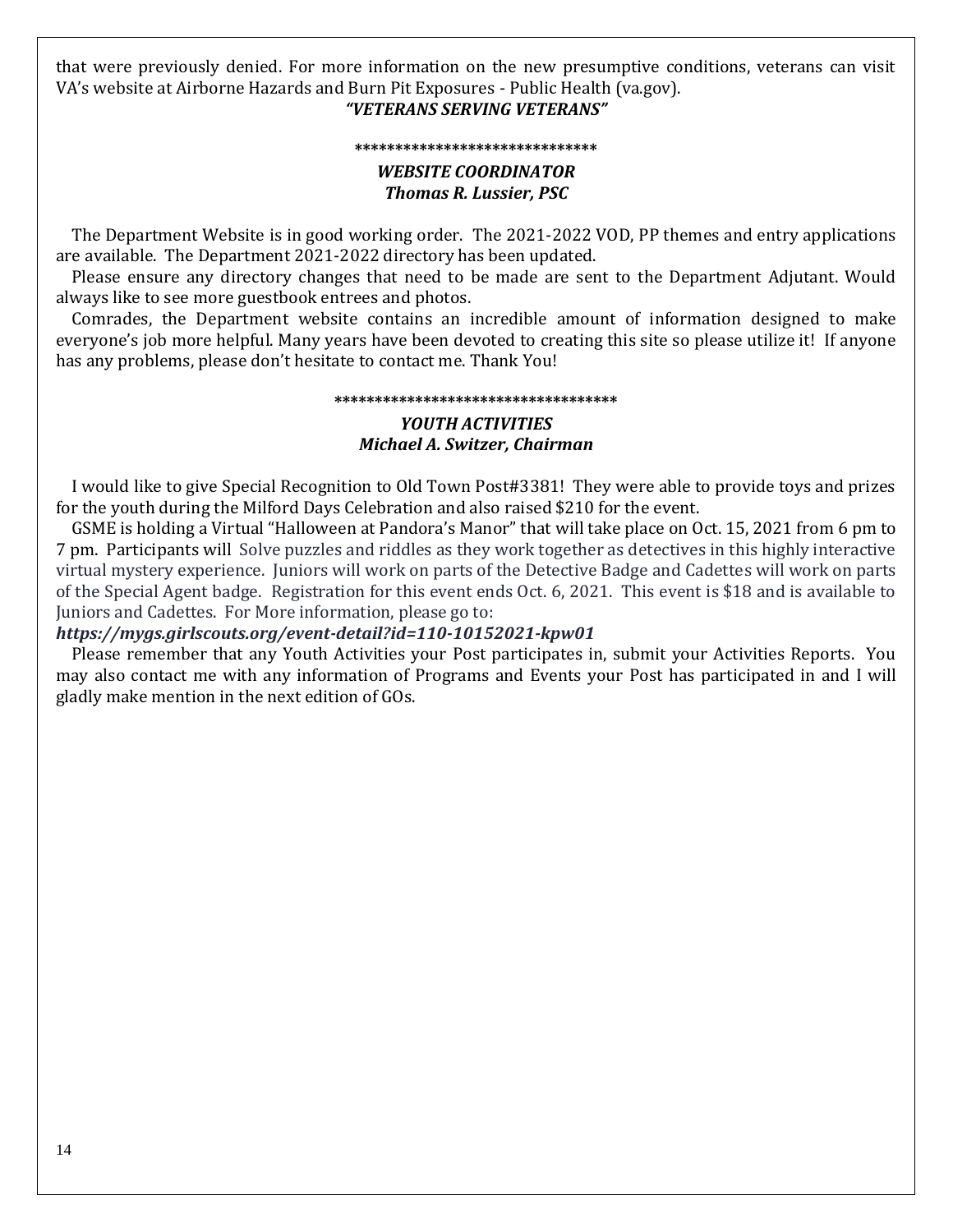that were previously denied. For more information on the new presumptive conditions, veterans can visit VA's website at Airborne Hazards and Burn Pit Exposures - Public Health (va.gov).

***"VETERANS SERVING VETERANS"***

******************************

***WEBSITE COORDINATOR***
***Thomas R. Lussier, PSC***

The Department Website is in good working order. The 2021-2022 VOD, PP themes and entry applications are available. The Department 2021-2022 directory has been updated.

Please ensure any directory changes that need to be made are sent to the Department Adjutant. Would always like to see more guestbook entrees and photos.

Comrades, the Department website contains an incredible amount of information designed to make everyone's job more helpful. Many years have been devoted to creating this site so please utilize it! If anyone has any problems, please don't hesitate to contact me. Thank You!

************************************

***YOUTH ACTIVITIES***
***Michael A. Switzer, Chairman***

I would like to give Special Recognition to Old Town Post#3381! They were able to provide toys and prizes for the youth during the Milford Days Celebration and also raised $210 for the event.

GSME is holding a Virtual "Halloween at Pandora's Manor" that will take place on Oct. 15, 2021 from 6 pm to 7 pm. Participants will Solve puzzles and riddles as they work together as detectives in this highly interactive virtual mystery experience. Juniors will work on parts of the Detective Badge and Cadettes will work on parts of the Special Agent badge. Registration for this event ends Oct. 6, 2021. This event is $18 and is available to Juniors and Cadettes. For More information, please go to:

***https://mygs.girlscouts.org/event-detail?id=110-10152021-kpw01***

Please remember that any Youth Activities your Post participates in, submit your Activities Reports. You may also contact me with any information of Programs and Events your Post has participated in and I will gladly make mention in the next edition of GOs.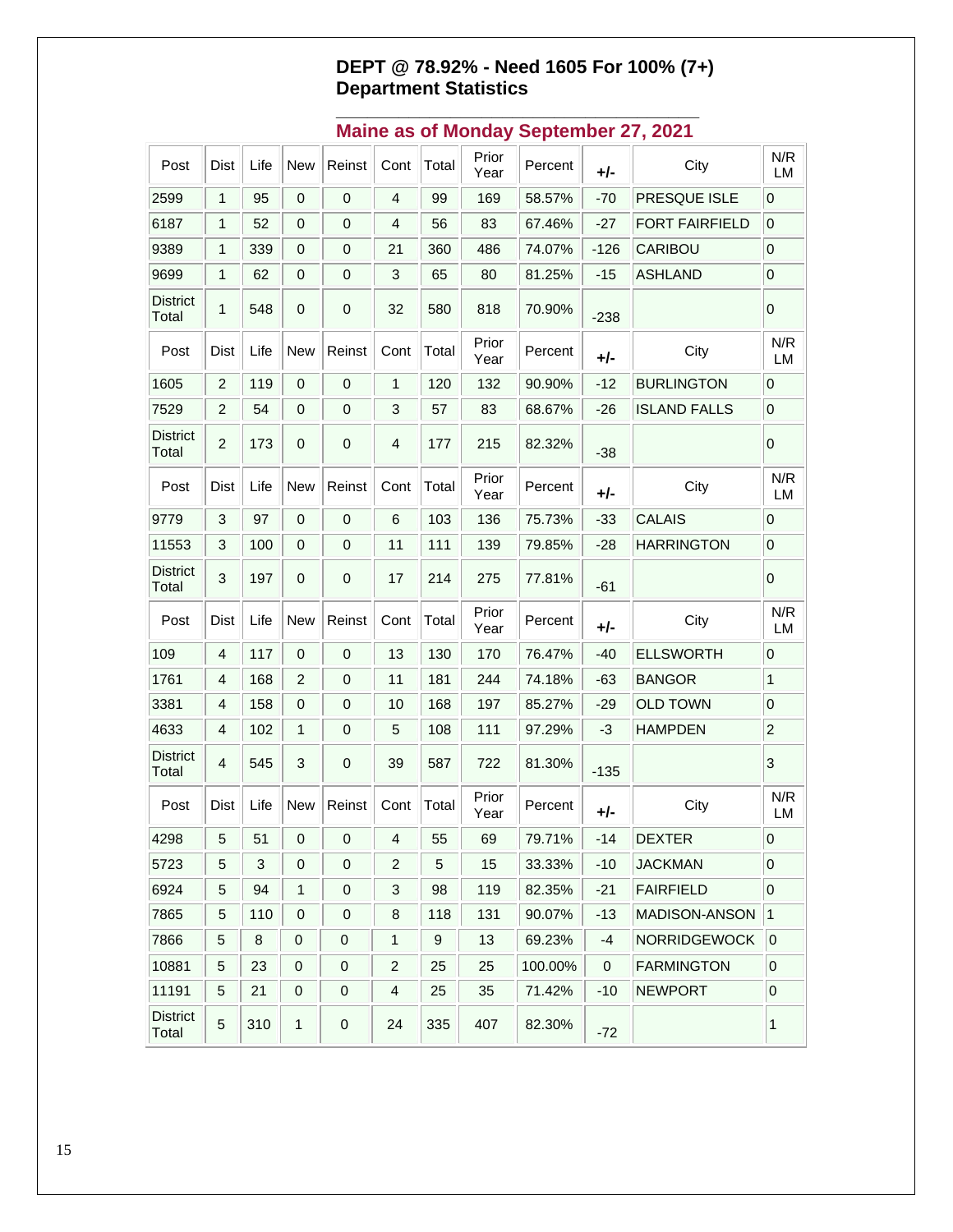## DEPT @ 78.92% - Need 1605 For 100% (7+)
## Department Statistics

### Maine as of Monday September 27, 2021

| Post | Dist | Life | New | Reinst | Cont | Total | Prior Year | Percent | +/- | City | N/R LM |
|---|---|---|---|---|---|---|---|---|---|---|---|
| 2599 | 1 | 95 | 0 | 0 | 4 | 99 | 169 | 58.57% | -70 | PRESQUE ISLE | 0 |
| 6187 | 1 | 52 | 0 | 0 | 4 | 56 | 83 | 67.46% | -27 | FORT FAIRFIELD | 0 |
| 9389 | 1 | 339 | 0 | 0 | 21 | 360 | 486 | 74.07% | -126 | CARIBOU | 0 |
| 9699 | 1 | 62 | 0 | 0 | 3 | 65 | 80 | 81.25% | -15 | ASHLAND | 0 |
| District Total | 1 | 548 | 0 | 0 | 32 | 580 | 818 | 70.90% | -238 | | 0 |
| Post | Dist | Life | New | Reinst | Cont | Total | Prior Year | Percent | +/- | City | N/R LM |
| 1605 | 2 | 119 | 0 | 0 | 1 | 120 | 132 | 90.90% | -12 | BURLINGTON | 0 |
| 7529 | 2 | 54 | 0 | 0 | 3 | 57 | 83 | 68.67% | -26 | ISLAND FALLS | 0 |
| District Total | 2 | 173 | 0 | 0 | 4 | 177 | 215 | 82.32% | -38 | | 0 |
| Post | Dist | Life | New | Reinst | Cont | Total | Prior Year | Percent | +/- | City | N/R LM |
| 9779 | 3 | 97 | 0 | 0 | 6 | 103 | 136 | 75.73% | -33 | CALAIS | 0 |
| 11553 | 3 | 100 | 0 | 0 | 11 | 111 | 139 | 79.85% | -28 | HARRINGTON | 0 |
| District Total | 3 | 197 | 0 | 0 | 17 | 214 | 275 | 77.81% | -61 | | 0 |
| Post | Dist | Life | New | Reinst | Cont | Total | Prior Year | Percent | +/- | City | N/R LM |
| 109 | 4 | 117 | 0 | 0 | 13 | 130 | 170 | 76.47% | -40 | ELLSWORTH | 0 |
| 1761 | 4 | 168 | 2 | 0 | 11 | 181 | 244 | 74.18% | -63 | BANGOR | 1 |
| 3381 | 4 | 158 | 0 | 0 | 10 | 168 | 197 | 85.27% | -29 | OLD TOWN | 0 |
| 4633 | 4 | 102 | 1 | 0 | 5 | 108 | 111 | 97.29% | -3 | HAMPDEN | 2 |
| District Total | 4 | 545 | 3 | 0 | 39 | 587 | 722 | 81.30% | -135 | | 3 |
| Post | Dist | Life | New | Reinst | Cont | Total | Prior Year | Percent | +/- | City | N/R LM |
| 4298 | 5 | 51 | 0 | 0 | 4 | 55 | 69 | 79.71% | -14 | DEXTER | 0 |
| 5723 | 5 | 3 | 0 | 0 | 2 | 5 | 15 | 33.33% | -10 | JACKMAN | 0 |
| 6924 | 5 | 94 | 1 | 0 | 3 | 98 | 119 | 82.35% | -21 | FAIRFIELD | 0 |
| 7865 | 5 | 110 | 0 | 0 | 8 | 118 | 131 | 90.07% | -13 | MADISON-ANSON | 1 |
| 7866 | 5 | 8 | 0 | 0 | 1 | 9 | 13 | 69.23% | -4 | NORRIDGEWOCK | 0 |
| 10881 | 5 | 23 | 0 | 0 | 2 | 25 | 25 | 100.00% | 0 | FARMINGTON | 0 |
| 11191 | 5 | 21 | 0 | 0 | 4 | 25 | 35 | 71.42% | -10 | NEWPORT | 0 |
| District Total | 5 | 310 | 1 | 0 | 24 | 335 | 407 | 82.30% | -72 | | 1 |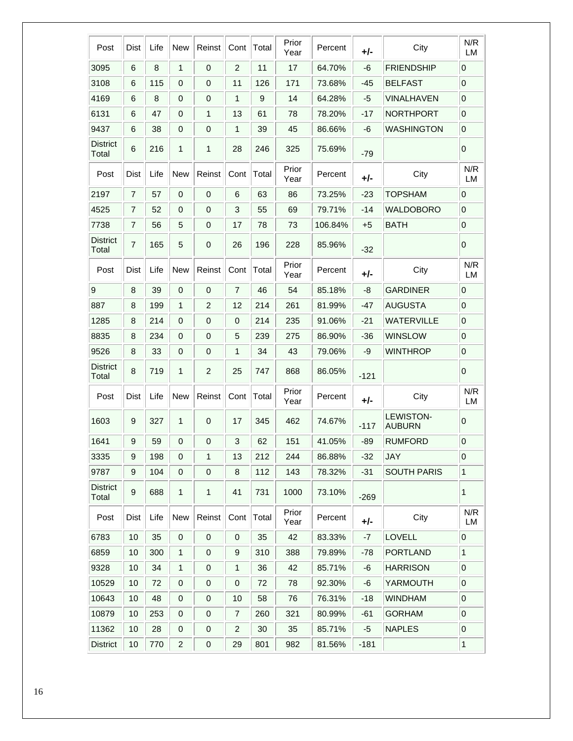| Post | Dist | Life | New | Reinst | Cont | Total | Prior Year | Percent | +/- | City | N/R LM |
|---|---|---|---|---|---|---|---|---|---|---|---|
| 3095 | 6 | 8 | 1 | 0 | 2 | 11 | 17 | 64.70% | -6 | FRIENDSHIP | 0 |
| 3108 | 6 | 115 | 0 | 0 | 11 | 126 | 171 | 73.68% | -45 | BELFAST | 0 |
| 4169 | 6 | 8 | 0 | 0 | 1 | 9 | 14 | 64.28% | -5 | VINALHAVEN | 0 |
| 6131 | 6 | 47 | 0 | 1 | 13 | 61 | 78 | 78.20% | -17 | NORTHPORT | 0 |
| 9437 | 6 | 38 | 0 | 0 | 1 | 39 | 45 | 86.66% | -6 | WASHINGTON | 0 |
| District Total | 6 | 216 | 1 | 1 | 28 | 246 | 325 | 75.69% | -79 | | 0 |
| Post | Dist | Life | New | Reinst | Cont | Total | Prior Year | Percent | +/- | City | N/R LM |
| 2197 | 7 | 57 | 0 | 0 | 6 | 63 | 86 | 73.25% | -23 | TOPSHAM | 0 |
| 4525 | 7 | 52 | 0 | 0 | 3 | 55 | 69 | 79.71% | -14 | WALDOBORO | 0 |
| 7738 | 7 | 56 | 5 | 0 | 17 | 78 | 73 | 106.84% | +5 | BATH | 0 |
| District Total | 7 | 165 | 5 | 0 | 26 | 196 | 228 | 85.96% | -32 | | 0 |
| Post | Dist | Life | New | Reinst | Cont | Total | Prior Year | Percent | +/- | City | N/R LM |
| 9 | 8 | 39 | 0 | 0 | 7 | 46 | 54 | 85.18% | -8 | GARDINER | 0 |
| 887 | 8 | 199 | 1 | 2 | 12 | 214 | 261 | 81.99% | -47 | AUGUSTA | 0 |
| 1285 | 8 | 214 | 0 | 0 | 0 | 214 | 235 | 91.06% | -21 | WATERVILLE | 0 |
| 8835 | 8 | 234 | 0 | 0 | 5 | 239 | 275 | 86.90% | -36 | WINSLOW | 0 |
| 9526 | 8 | 33 | 0 | 0 | 1 | 34 | 43 | 79.06% | -9 | WINTHROP | 0 |
| District Total | 8 | 719 | 1 | 2 | 25 | 747 | 868 | 86.05% | -121 | | 0 |
| Post | Dist | Life | New | Reinst | Cont | Total | Prior Year | Percent | +/- | City | N/R LM |
| 1603 | 9 | 327 | 1 | 0 | 17 | 345 | 462 | 74.67% | -117 | LEWISTON-AUBURN | 0 |
| 1641 | 9 | 59 | 0 | 0 | 3 | 62 | 151 | 41.05% | -89 | RUMFORD | 0 |
| 3335 | 9 | 198 | 0 | 1 | 13 | 212 | 244 | 86.88% | -32 | JAY | 0 |
| 9787 | 9 | 104 | 0 | 0 | 8 | 112 | 143 | 78.32% | -31 | SOUTH PARIS | 1 |
| District Total | 9 | 688 | 1 | 1 | 41 | 731 | 1000 | 73.10% | -269 | | 1 |
| Post | Dist | Life | New | Reinst | Cont | Total | Prior Year | Percent | +/- | City | N/R LM |
| 6783 | 10 | 35 | 0 | 0 | 0 | 35 | 42 | 83.33% | -7 | LOVELL | 0 |
| 6859 | 10 | 300 | 1 | 0 | 9 | 310 | 388 | 79.89% | -78 | PORTLAND | 1 |
| 9328 | 10 | 34 | 1 | 0 | 1 | 36 | 42 | 85.71% | -6 | HARRISON | 0 |
| 10529 | 10 | 72 | 0 | 0 | 0 | 72 | 78 | 92.30% | -6 | YARMOUTH | 0 |
| 10643 | 10 | 48 | 0 | 0 | 10 | 58 | 76 | 76.31% | -18 | WINDHAM | 0 |
| 10879 | 10 | 253 | 0 | 0 | 7 | 260 | 321 | 80.99% | -61 | GORHAM | 0 |
| 11362 | 10 | 28 | 0 | 0 | 2 | 30 | 35 | 85.71% | -5 | NAPLES | 0 |
| District | 10 | 770 | 2 | 0 | 29 | 801 | 982 | 81.56% | -181 | | 1 |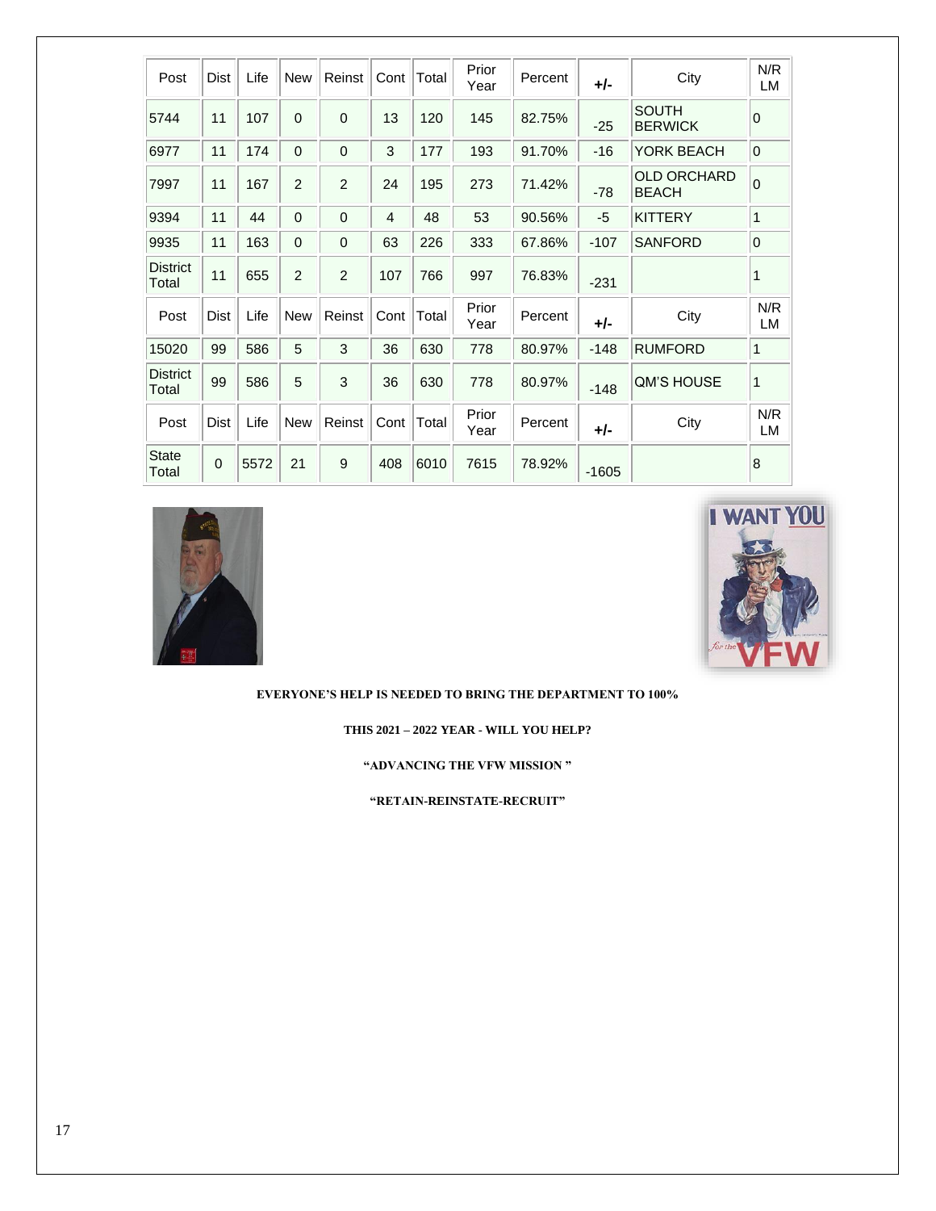| Post | Dist | Life | New | Reinst | Cont | Total | Prior Year | Percent | +/- | City | N/R LM |
|---|---|---|---|---|---|---|---|---|---|---|---|
| 5744 | 11 | 107 | 0 | 0 | 13 | 120 | 145 | 82.75% | -25 | SOUTH BERWICK | 0 |
| 6977 | 11 | 174 | 0 | 0 | 3 | 177 | 193 | 91.70% | -16 | YORK BEACH | 0 |
| 7997 | 11 | 167 | 2 | 2 | 24 | 195 | 273 | 71.42% | -78 | OLD ORCHARD BEACH | 0 |
| 9394 | 11 | 44 | 0 | 0 | 4 | 48 | 53 | 90.56% | -5 | KITTERY | 1 |
| 9935 | 11 | 163 | 0 | 0 | 63 | 226 | 333 | 67.86% | -107 | SANFORD | 0 |
| District Total | 11 | 655 | 2 | 2 | 107 | 766 | 997 | 76.83% | -231 | | 1 |
| Post | Dist | Life | New | Reinst | Cont | Total | Prior Year | Percent | +/- | City | N/R LM |
| 15020 | 99 | 586 | 5 | 3 | 36 | 630 | 778 | 80.97% | -148 | RUMFORD | 1 |
| District Total | 99 | 586 | 5 | 3 | 36 | 630 | 778 | 80.97% | -148 | QM'S HOUSE | 1 |
| Post | Dist | Life | New | Reinst | Cont | Total | Prior Year | Percent | +/- | City | N/R LM |
| State Total | 0 | 5572 | 21 | 9 | 408 | 6010 | 7615 | 78.92% | -1605 | | 8 |

**EVERYONE'S HELP IS NEEDED TO BRING THE DEPARTMENT TO 100%**

**THIS 2021 – 2022 YEAR - WILL YOU HELP?**

**"ADVANCING THE VFW MISSION "**

**"RETAIN-REINSTATE-RECRUIT"**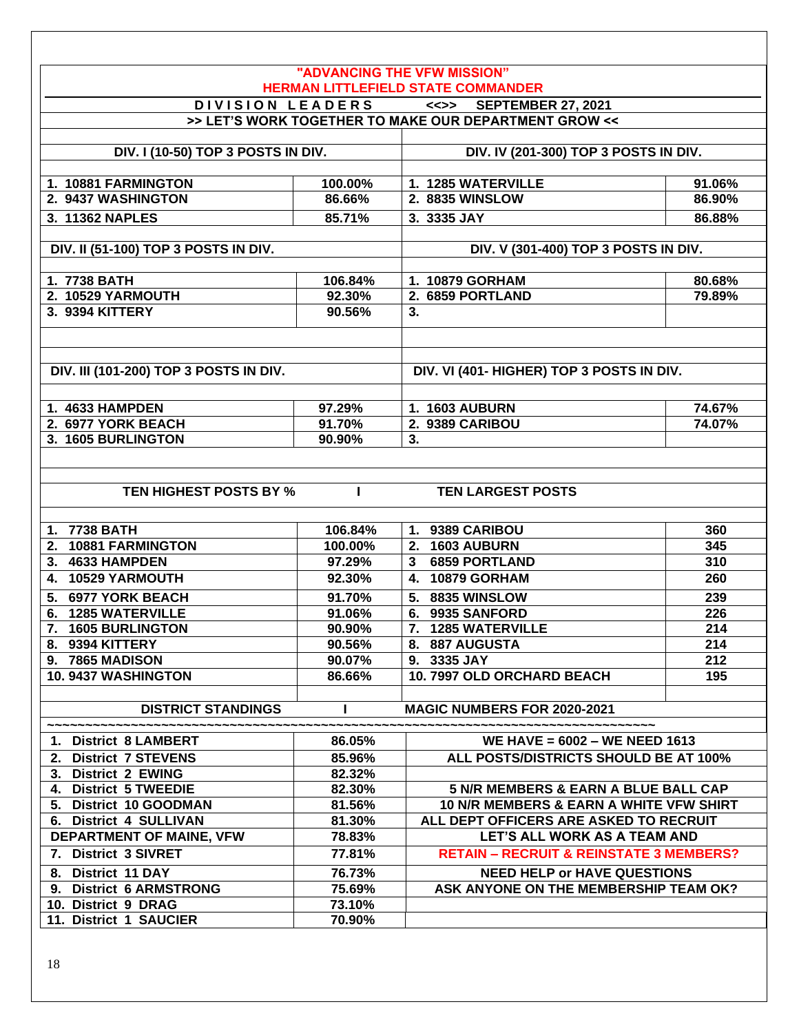# "ADVANCING THE VFW MISSION"

## HERMAN LITTLEFIELD STATE COMMANDER

**D I V I S I O N  L E A D E R S   <<>>   SEPTEMBER 27, 2021**

**>> LET'S WORK TOGETHER TO MAKE OUR DEPARTMENT GROW <<**

| DIV. I (10-50) TOP 3 POSTS IN DIV. | | DIV. IV (201-300) TOP 3 POSTS IN DIV. | |
|---|---|---|---|
| 1. 10881 FARMINGTON | 100.00% | 1. 1285 WATERVILLE | 91.06% |
| 2. 9437 WASHINGTON | 86.66% | 2. 8835 WINSLOW | 86.90% |
| 3. 11362 NAPLES | 85.71% | 3. 3335 JAY | 86.88% |

| DIV. II (51-100) TOP 3 POSTS IN DIV. | | DIV. V (301-400) TOP 3 POSTS IN DIV. | |
|---|---|---|---|
| 1. 7738 BATH | 106.84% | 1. 10879 GORHAM | 80.68% |
| 2. 10529 YARMOUTH | 92.30% | 2. 6859 PORTLAND | 79.89% |
| 3. 9394 KITTERY | 90.56% | 3. | |

| DIV. III (101-200) TOP 3 POSTS IN DIV. | | DIV. VI (401- HIGHER) TOP 3 POSTS IN DIV. | |
|---|---|---|---|
| 1. 4633 HAMPDEN | 97.29% | 1. 1603 AUBURN | 74.67% |
| 2. 6977 YORK BEACH | 91.70% | 2. 9389 CARIBOU | 74.07% |
| 3. 1605 BURLINGTON | 90.90% | 3. | |

| TEN HIGHEST POSTS BY % | | TEN LARGEST POSTS | |
|---|---|---|---|
| 1. 7738 BATH | 106.84% | 1. 9389 CARIBOU | 360 |
| 2. 10881 FARMINGTON | 100.00% | 2. 1603 AUBURN | 345 |
| 3. 4633 HAMPDEN | 97.29% | 3 6859 PORTLAND | 310 |
| 4. 10529 YARMOUTH | 92.30% | 4. 10879 GORHAM | 260 |
| 5. 6977 YORK BEACH | 91.70% | 5. 8835 WINSLOW | 239 |
| 6. 1285 WATERVILLE | 91.06% | 6. 9935 SANFORD | 226 |
| 7. 1605 BURLINGTON | 90.90% | 7. 1285 WATERVILLE | 214 |
| 8. 9394 KITTERY | 90.56% | 8. 887 AUGUSTA | 214 |
| 9. 7865 MADISON | 90.07% | 9. 3335 JAY | 212 |
| 10. 9437 WASHINGTON | 86.66% | 10. 7997 OLD ORCHARD BEACH | 195 |

| DISTRICT STANDINGS | | MAGIC NUMBERS FOR 2020-2021 |
|---|---|---|
| 1. District 8 LAMBERT | 86.05% | WE HAVE = 6002 – WE NEED 1613 |
| 2. District 7 STEVENS | 85.96% | ALL POSTS/DISTRICTS SHOULD BE AT 100% |
| 3. District 2 EWING | 82.32% | |
| 4. District 5 TWEEDIE | 82.30% | 5 N/R MEMBERS & EARN A BLUE BALL CAP |
| 5. District 10 GOODMAN | 81.56% | 10 N/R MEMBERS & EARN A WHITE VFW SHIRT |
| 6. District 4 SULLIVAN | 81.30% | ALL DEPT OFFICERS ARE ASKED TO RECRUIT |
| DEPARTMENT OF MAINE, VFW | 78.83% | LET'S ALL WORK AS A TEAM AND |
| 7. District 3 SIVRET | 77.81% | RETAIN – RECRUIT & REINSTATE 3 MEMBERS? |
| 8. District 11 DAY | 76.73% | NEED HELP or HAVE QUESTIONS |
| 9. District 6 ARMSTRONG | 75.69% | ASK ANYONE ON THE MEMBERSHIP TEAM OK? |
| 10. District 9 DRAG | 73.10% | |
| 11. District 1 SAUCIER | 70.90% | |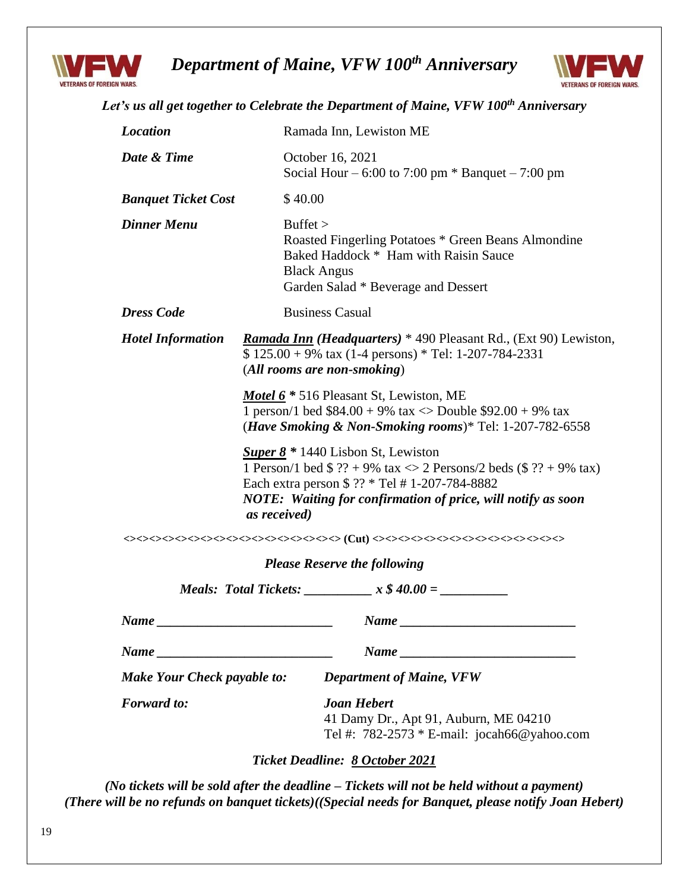# *Department of Maine, VFW 100th Anniversary*

***Let's us all get together to Celebrate the Department of Maine, VFW 100th Anniversary***

| | |
|---|---|
| ***Location*** | Ramada Inn, Lewiston ME |
| ***Date & Time*** | October 16, 2021<br>Social Hour – 6:00 to 7:00 pm * Banquet – 7:00 pm |
| ***Banquet Ticket Cost*** | $ 40.00 |
| ***Dinner Menu*** | Buffet ><br>Roasted Fingerling Potatoes * Green Beans Almondine<br>Baked Haddock * Ham with Raisin Sauce<br>Black Angus<br>Garden Salad * Beverage and Dessert |
| ***Dress Code*** | Business Casual |
| ***Hotel Information*** | ***Ramada Inn (Headquarters)*** * 490 Pleasant Rd., (Ext 90) Lewiston, $ 125.00 + 9% tax (1-4 persons) * Tel: 1-207-784-2331 (***All rooms are non-smoking***)<br><br>***Motel 6**** 516 Pleasant St, Lewiston, ME<br>1 person/1 bed $84.00 + 9% tax <> Double $92.00 + 9% tax (***Have Smoking & Non-Smoking rooms***)* Tel: 1-207-782-6558<br><br>***Super 8**** 1440 Lisbon St, Lewiston<br>1 Person/1 bed $ ?? + 9% tax <> 2 Persons/2 beds ($ ?? + 9% tax)<br>Each extra person $ ?? * Tel # 1-207-784-8882<br>***NOTE: Waiting for confirmation of price, will notify as soon as received)*** |

<><><><><><><><><><><><><><><> **(Cut)** <><><><><><><><><><><><><><>

***Please Reserve the following***

***Meals: Total Tickets: __________ x $ 40.00 = __________***

***Name ___________________________*** ***Name ___________________________***

***Name ___________________________*** ***Name ___________________________***

***Make Your Check payable to:*** ***Department of Maine, VFW***

***Forward to:*** ***Joan Hebert***
41 Damy Dr., Apt 91, Auburn, ME 04210
Tel #: 782-2573 * E-mail: jocah66@yahoo.com

***Ticket Deadline: 8 October 2021***

***(No tickets will be sold after the deadline – Tickets will not be held without a payment)***
***(There will be no refunds on banquet tickets)((Special needs for Banquet, please notify Joan Hebert)***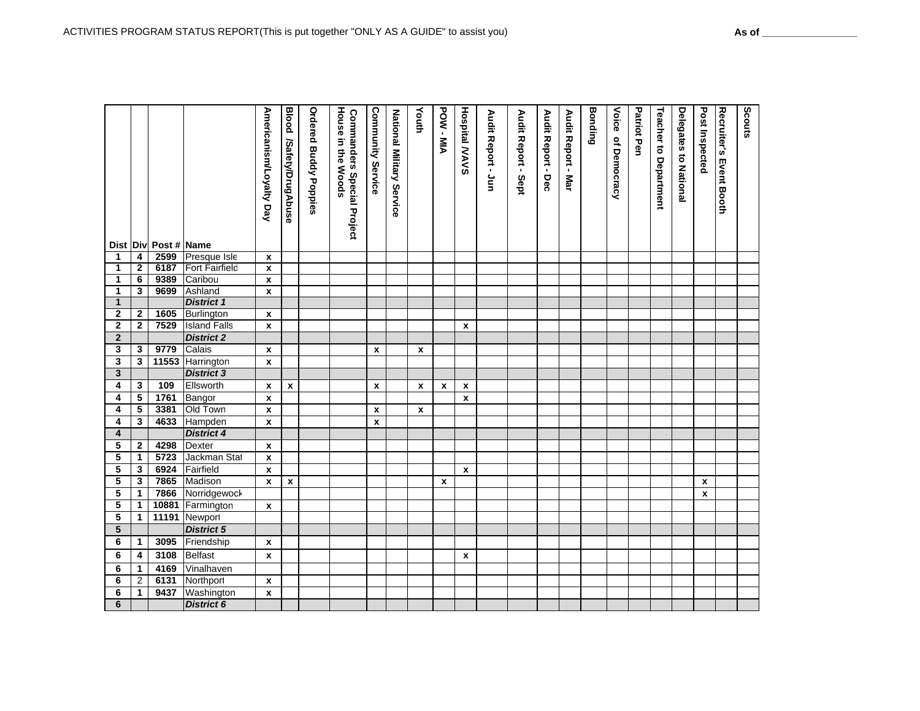ACTIVITIES PROGRAM STATUS REPORT(This is put together "ONLY AS A GUIDE" to assist you)

As of _________________

| Dist | Div | Post # | Name | Americanism/Loyalty Day | Blood /Safety/DrugAbuse | Ordered Buddy Poppies | Commanders Special Project House in the Woods | Community Service | National Military Service | Youth | POW - MIA | Hospital /VAVS | Audit Report - Jun | Audit Report - Sept | Audit Report - Dec | Audit Report - Mar | Bonding | Voice of Democracy | Patriot Pen | Teacher to Department | Delegates to National | Post Inspected | Recruiter's Event Booth | Scouts |
|---|---|---|---|---|---|---|---|---|---|---|---|---|---|---|---|---|---|---|---|---|---|---|---|---|
| 1 | 4 | 2599 | Presque Isle | x | | | | | | | | | | | | | | | | | | | | |
| 1 | 2 | 6187 | Fort Fairfield | x | | | | | | | | | | | | | | | | | | | | |
| 1 | 6 | 9389 | Caribou | x | | | | | | | | | | | | | | | | | | | | |
| 1 | 3 | 9699 | Ashland | x | | | | | | | | | | | | | | | | | | | | |
| 1 | | | *District 1* | | | | | | | | | | | | | | | | | | | | | |
| 2 | 2 | 1605 | Burlington | x | | | | | | | | | | | | | | | | | | | | |
| 2 | 2 | 7529 | Island Falls | x | | | | | | | | x | | | | | | | | | | | | |
| 2 | | | *District 2* | | | | | | | | | | | | | | | | | | | | | |
| 3 | 3 | 9779 | Calais | x | | | | x | | x | | | | | | | | | | | | | | |
| 3 | 3 | 11553 | Harrington | x | | | | | | | | | | | | | | | | | | | | |
| 3 | | | *District 3* | | | | | | | | | | | | | | | | | | | | | |
| 4 | 3 | 109 | Ellsworth | x | x | | | x | | x | x | x | | | | | | | | | | | | |
| 4 | 5 | 1761 | Bangor | x | | | | | | | | x | | | | | | | | | | | | |
| 4 | 5 | 3381 | Old Town | x | | | | x | | x | | | | | | | | | | | | | | |
| 4 | 3 | 4633 | Hampden | x | | | | x | | | | | | | | | | | | | | | | |
| 4 | | | *District 4* | | | | | | | | | | | | | | | | | | | | | |
| 5 | 2 | 4298 | Dexter | x | | | | | | | | | | | | | | | | | | | | |
| 5 | 1 | 5723 | Jackman Stat | x | | | | | | | | | | | | | | | | | | | | |
| 5 | 3 | 6924 | Fairfield | x | | | | | | | | x | | | | | | | | | | | | |
| 5 | 3 | 7865 | Madison | x | x | | | | | | x | | | | | | | | | | | x | | |
| 5 | 1 | 7866 | Norridgewock | | | | | | | | | | | | | | | | | | | x | | |
| 5 | 1 | 10881 | Farmington | x | | | | | | | | | | | | | | | | | | | | |
| 5 | 1 | 11191 | Newport | | | | | | | | | | | | | | | | | | | | | |
| 5 | | | *District 5* | | | | | | | | | | | | | | | | | | | | | |
| 6 | 1 | 3095 | Friendship | x | | | | | | | | | | | | | | | | | | | | |
| 6 | 4 | 3108 | Belfast | x | | | | | | | | x | | | | | | | | | | | | |
| 6 | 1 | 4169 | Vinalhaven | | | | | | | | | | | | | | | | | | | | | |
| 6 | 2 | 6131 | Northport | x | | | | | | | | | | | | | | | | | | | | |
| 6 | 1 | 9437 | Washington | x | | | | | | | | | | | | | | | | | | | | |
| 6 | | | *District 6* | | | | | | | | | | | | | | | | | | | | | |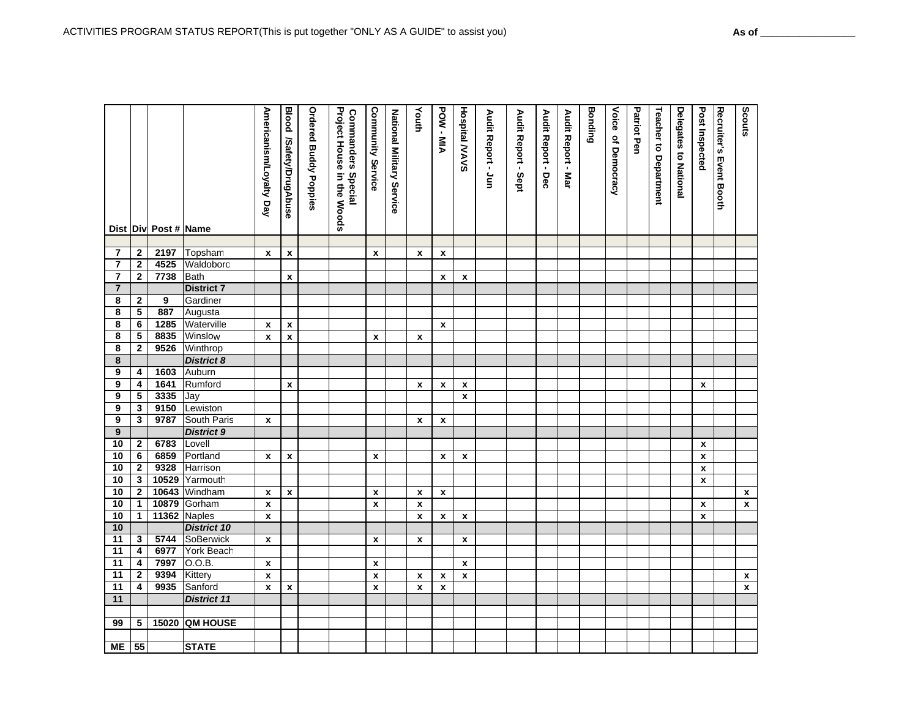ACTIVITIES PROGRAM STATUS REPORT(This is put together "ONLY AS A GUIDE" to assist you) **As of \_\_\_\_\_\_\_\_\_\_\_\_\_\_\_\_\_**

| Dist | Div | Post # | Name | Americanism/Loyalty Day | Blood /Safety/DrugAbuse | Ordered Buddy Poppies | Commanders Special Project House in the Woods | Community Service | National Military Service | Youth | POW - MIA | Hospital /VAVS | Audit Report - Jun | Audit Report - Sept | Audit Report - Dec | Audit Report - Mar | Bonding | Voice of Democracy | Patriot Pen | Teacher to Department | Delegates to National | Post Inspected | Recruiter's Event Booth | Scouts |
|---|---|---|---|---|---|---|---|---|---|---|---|---|---|---|---|---|---|---|---|---|---|---|---|---|
| | | | | | | | | | | | | | | | | | | | | | | | | |
| 7 | 2 | 2197 | Topsham | x | x | | | x | | x | x | | | | | | | | | | | | | |
| 7 | 2 | 4525 | Waldoboro | | | | | | | | | | | | | | | | | | | | | |
| 7 | 2 | 7738 | Bath | | x | | | | | | x | x | | | | | | | | | | | | |
| 7 | | | **District 7** | | | | | | | | | | | | | | | | | | | | | |
| 8 | 2 | 9 | Gardiner | | | | | | | | | | | | | | | | | | | | | |
| 8 | 5 | 887 | Augusta | | | | | | | | | | | | | | | | | | | | | |
| 8 | 6 | 1285 | Waterville | x | x | | | | | | x | | | | | | | | | | | | | |
| 8 | 5 | 8835 | Winslow | x | x | | | x | | x | | | | | | | | | | | | | | |
| 8 | 2 | 9526 | Winthrop | | | | | | | | | | | | | | | | | | | | | |
| 8 | | | ***District 8*** | | | | | | | | | | | | | | | | | | | | | |
| 9 | 4 | 1603 | Auburn | | | | | | | | | | | | | | | | | | | | | |
| 9 | 4 | 1641 | Rumford | | x | | | | | x | x | x | | | | | | | | | | x | | |
| 9 | 5 | 3335 | Jay | | | | | | | | | x | | | | | | | | | | | | |
| 9 | 3 | 9150 | Lewiston | | | | | | | | | | | | | | | | | | | | | |
| 9 | 3 | 9787 | South Paris | x | | | | | | x | x | | | | | | | | | | | | | |
| 9 | | | ***District 9*** | | | | | | | | | | | | | | | | | | | | | |
| 10 | 2 | 6783 | Lovell | | | | | | | | | | | | | | | | | | | x | | |
| 10 | 6 | 6859 | Portland | x | x | | | x | | | x | x | | | | | | | | | | x | | |
| 10 | 2 | 9328 | Harrison | | | | | | | | | | | | | | | | | | | x | | |
| 10 | 3 | 10529 | Yarmouth | | | | | | | | | | | | | | | | | | | x | | |
| 10 | 2 | 10643 | Windham | x | x | | | x | | x | x | | | | | | | | | | | | | x |
| 10 | 1 | 10879 | Gorham | x | | | | x | | x | | | | | | | | | | | | x | | x |
| 10 | 1 | 11362 | Naples | x | | | | | | x | x | x | | | | | | | | | | x | | |
| 10 | | | ***District 10*** | | | | | | | | | | | | | | | | | | | | | |
| 11 | 3 | 5744 | SoBerwick | x | | | | x | | x | | x | | | | | | | | | | | | |
| 11 | 4 | 6977 | York Beach | | | | | | | | | | | | | | | | | | | | | |
| 11 | 4 | 7997 | O.O.B. | x | | | | x | | | | x | | | | | | | | | | | | |
| 11 | 2 | 9394 | Kittery | x | | | | x | | x | x | x | | | | | | | | | | | | x |
| 11 | 4 | 9935 | Sanford | x | x | | | x | | x | x | | | | | | | | | | | | | x |
| 11 | | | ***District 11*** | | | | | | | | | | | | | | | | | | | | | |
| | | | | | | | | | | | | | | | | | | | | | | | | |
| 99 | 5 | 15020 | **QM HOUSE** | | | | | | | | | | | | | | | | | | | | | |
| | | | | | | | | | | | | | | | | | | | | | | | | |
| ME | 55 | | **STATE** | | | | | | | | | | | | | | | | | | | | | |